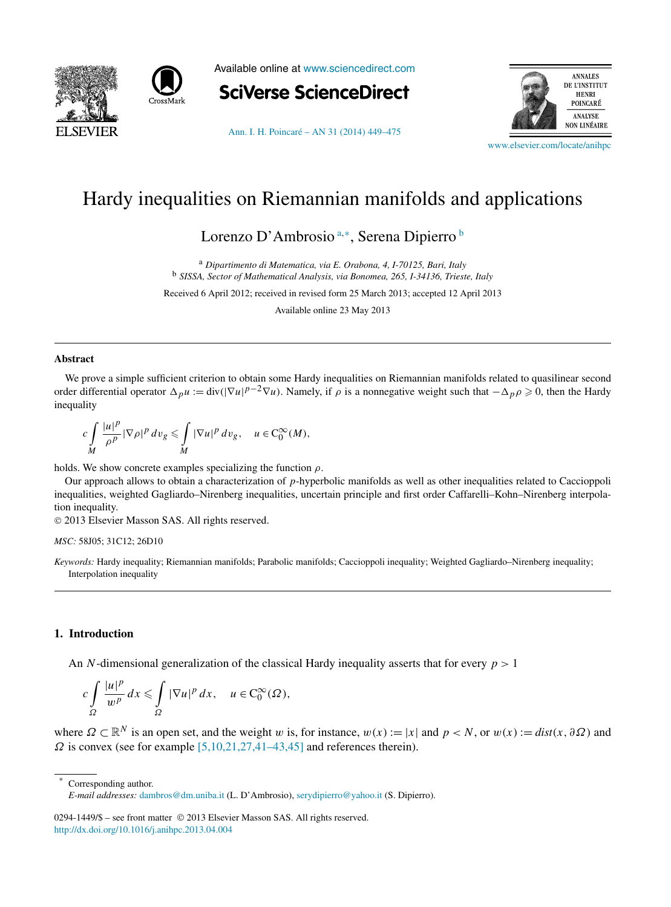# Hardy inequalities on Riemannian manifolds and applications

Lorenzo D'Ambrosio [a,*], Serena Dipierro [b]

[a] *Dipartimento di Matematica, via E. Orabona, 4, I-70125, Bari, Italy*
[b] *SISSA, Sector of Mathematical Analysis, via Bonomea, 265, I-34136, Trieste, Italy*

Received 6 April 2012; received in revised form 25 March 2013; accepted 12 April 2013

Available online 23 May 2013

## Abstract

We prove a simple sufficient criterion to obtain some Hardy inequalities on Riemannian manifolds related to quasilinear second order differential operator $\Delta_p u := \operatorname{div}(|\nabla u|^{p-2}\nabla u)$. Namely, if $\rho$ is a nonnegative weight such that $-\Delta_p \rho \geqslant 0$, then the Hardy inequality

$$c \int_M \frac{|u|^p}{\rho^p} |\nabla \rho|^p \, dv_g \leqslant \int_M |\nabla u|^p \, dv_g, \quad u \in C_0^\infty(M),$$

holds. We show concrete examples specializing the function $\rho$.

Our approach allows to obtain a characterization of $p$-hyperbolic manifolds as well as other inequalities related to Caccioppoli inequalities, weighted Gagliardo–Nirenberg inequalities, uncertain principle and first order Caffarelli–Kohn–Nirenberg interpolation inequality.

© 2013 Elsevier Masson SAS. All rights reserved.

*MSC:* 58J05; 31C12; 26D10

*Keywords:* Hardy inequality; Riemannian manifolds; Parabolic manifolds; Caccioppoli inequality; Weighted Gagliardo–Nirenberg inequality; Interpolation inequality

## 1. Introduction

An $N$-dimensional generalization of the classical Hardy inequality asserts that for every $p > 1$

$$c \int_\Omega \frac{|u|^p}{w^p} \, dx \leqslant \int_\Omega |\nabla u|^p \, dx, \quad u \in C_0^\infty(\Omega),$$

where $\Omega \subset \mathbb{R}^N$ is an open set, and the weight $w$ is, for instance, $w(x) := |x|$ and $p < N$, or $w(x) := dist(x, \partial\Omega)$ and $\Omega$ is convex (see for example [5,10,21,27,41–43,45] and references therein).

---

* Corresponding author.
*E-mail addresses:* dambros@dm.uniba.it (L. D'Ambrosio), serydipierro@yahoo.it (S. Dipierro).

0294-1449/$ – see front matter © 2013 Elsevier Masson SAS. All rights reserved.
http://dx.doi.org/10.1016/j.anihpc.2013.04.004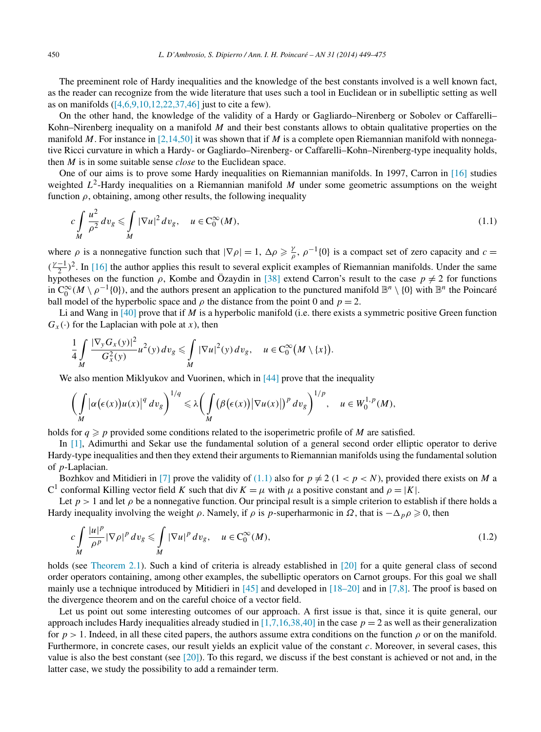The preeminent role of Hardy inequalities and the knowledge of the best constants involved is a well known fact, as the reader can recognize from the wide literature that uses such a tool in Euclidean or in subelliptic setting as well as on manifolds ([4,6,9,10,12,22,37,46] just to cite a few).

On the other hand, the knowledge of the validity of a Hardy or Gagliardo–Nirenberg or Sobolev or Caffarelli–Kohn–Nirenberg inequality on a manifold $M$ and their best constants allows to obtain qualitative properties on the manifold $M$. For instance in [2,14,50] it was shown that if $M$ is a complete open Riemannian manifold with nonnegative Ricci curvature in which a Hardy- or Gagliardo–Nirenberg- or Caffarelli–Kohn–Nirenberg-type inequality holds, then $M$ is in some suitable sense *close* to the Euclidean space.

One of our aims is to prove some Hardy inequalities on Riemannian manifolds. In 1997, Carron in [16] studies weighted $L^2$-Hardy inequalities on a Riemannian manifold $M$ under some geometric assumptions on the weight function $\rho$, obtaining, among other results, the following inequality

$$c\int_M \frac{u^2}{\rho^2}\,dv_g \leqslant \int_M |\nabla u|^2\,dv_g, \quad u\in C_0^\infty(M), \tag{1.1}$$

where $\rho$ is a nonnegative function such that $|\nabla\rho| = 1$, $\Delta\rho \geqslant \frac{\gamma}{\rho}$, $\rho^{-1}\{0\}$ is a compact set of zero capacity and $c = (\frac{\gamma-1}{2})^2$. In [16] the author applies this result to several explicit examples of Riemannian manifolds. Under the same hypotheses on the function $\rho$, Kombe and Özaydin in [38] extend Carron's result to the case $p \neq 2$ for functions in $C_0^\infty(M\setminus\rho^{-1}\{0\})$, and the authors present an application to the punctured manifold $\mathbb{B}^n\setminus\{0\}$ with $\mathbb{B}^n$ the Poincaré ball model of the hyperbolic space and $\rho$ the distance from the point 0 and $p = 2$.

Li and Wang in [40] prove that if $M$ is a hyperbolic manifold (i.e. there exists a symmetric positive Green function $G_x(\cdot)$ for the Laplacian with pole at $x$), then

$$\frac{1}{4}\int_M \frac{|\nabla_y G_x(y)|^2}{G_x^2(y)}u^2(y)\,dv_g \leqslant \int_M |\nabla u|^2(y)\,dv_g, \quad u\in C_0^\infty\big(M\setminus\{x\}\big).$$

We also mention Miklyukov and Vuorinen, which in [44] prove that the inequality

$$\bigg(\int_M \big|\alpha\big(\epsilon(x)\big)u(x)\big|^q\,dv_g\bigg)^{1/q} \leqslant \lambda\bigg(\int_M \big(\beta\big(\epsilon(x)\big)\big|\nabla u(x)\big|\big)^p\,dv_g\bigg)^{1/p}, \quad u\in W_0^{1,p}(M),$$

holds for $q \geqslant p$ provided some conditions related to the isoperimetric profile of $M$ are satisfied.

In [1], Adimurthi and Sekar use the fundamental solution of a general second order elliptic operator to derive Hardy-type inequalities and then they extend their arguments to Riemannian manifolds using the fundamental solution of $p$-Laplacian.

Bozhkov and Mitidieri in [7] prove the validity of (1.1) also for $p \neq 2$ $(1 < p < N)$, provided there exists on $M$ a $C^1$ conformal Killing vector field $K$ such that $\operatorname{div} K = \mu$ with $\mu$ a positive constant and $\rho = |K|$.

Let $p > 1$ and let $\rho$ be a nonnegative function. Our principal result is a simple criterion to establish if there holds a Hardy inequality involving the weight $\rho$. Namely, if $\rho$ is $p$-superharmonic in $\Omega$, that is $-\Delta_p\rho \geqslant 0$, then

$$c\int_M \frac{|u|^p}{\rho^p}|\nabla\rho|^p\,dv_g \leqslant \int_M |\nabla u|^p\,dv_g, \quad u\in C_0^\infty(M), \tag{1.2}$$

holds (see Theorem 2.1). Such a kind of criteria is already established in [20] for a quite general class of second order operators containing, among other examples, the subelliptic operators on Carnot groups. For this goal we shall mainly use a technique introduced by Mitidieri in [45] and developed in [18–20] and in [7,8]. The proof is based on the divergence theorem and on the careful choice of a vector field.

Let us point out some interesting outcomes of our approach. A first issue is that, since it is quite general, our approach includes Hardy inequalities already studied in [1,7,16,38,40] in the case $p = 2$ as well as their generalization for $p > 1$. Indeed, in all these cited papers, the authors assume extra conditions on the function $\rho$ or on the manifold. Furthermore, in concrete cases, our result yields an explicit value of the constant $c$. Moreover, in several cases, this value is also the best constant (see [20]). To this regard, we discuss if the best constant is achieved or not and, in the latter case, we study the possibility to add a remainder term.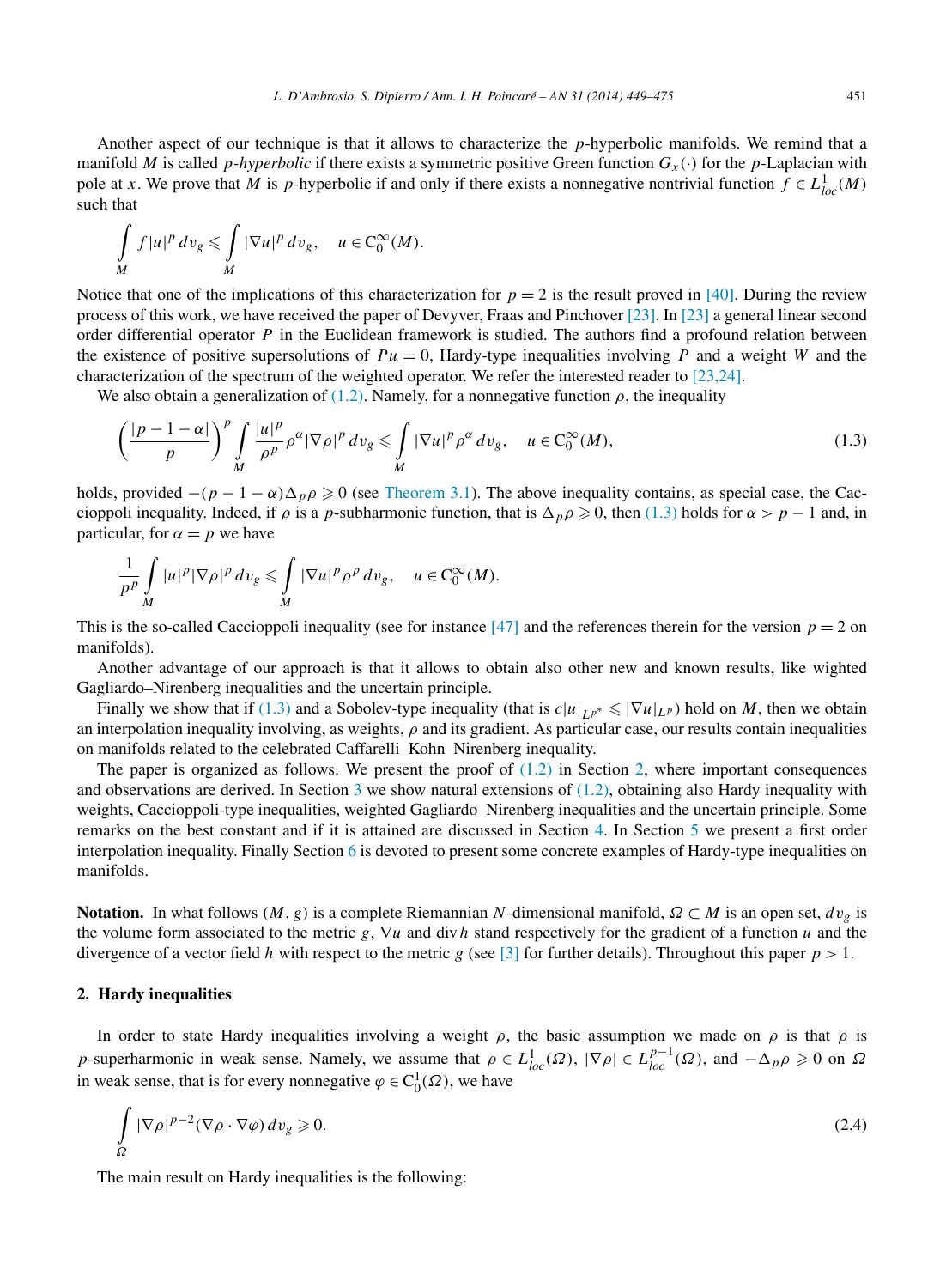Another aspect of our technique is that it allows to characterize the $p$-hyperbolic manifolds. We remind that a manifold $M$ is called *p-hyperbolic* if there exists a symmetric positive Green function $G_x(\cdot)$ for the $p$-Laplacian with pole at $x$. We prove that $M$ is $p$-hyperbolic if and only if there exists a nonnegative nontrivial function $f \in L^1_{loc}(M)$ such that

$$\int_M f|u|^p\,dv_g \leqslant \int_M |\nabla u|^p\,dv_g, \quad u \in C_0^\infty(M).$$

Notice that one of the implications of this characterization for $p = 2$ is the result proved in [40]. During the review process of this work, we have received the paper of Devyver, Fraas and Pinchover [23]. In [23] a general linear second order differential operator $P$ in the Euclidean framework is studied. The authors find a profound relation between the existence of positive supersolutions of $Pu = 0$, Hardy-type inequalities involving $P$ and a weight $W$ and the characterization of the spectrum of the weighted operator. We refer the interested reader to [23,24].

We also obtain a generalization of (1.2). Namely, for a nonnegative function $\rho$, the inequality

$$\left(\frac{|p-1-\alpha|}{p}\right)^p \int_M \frac{|u|^p}{\rho^p}\rho^\alpha|\nabla\rho|^p\,dv_g \leqslant \int_M |\nabla u|^p\rho^\alpha\,dv_g, \quad u \in C_0^\infty(M), \tag{1.3}$$

holds, provided $-(p-1-\alpha)\Delta_p\rho \geqslant 0$ (see Theorem 3.1). The above inequality contains, as special case, the Caccioppoli inequality. Indeed, if $\rho$ is a $p$-subharmonic function, that is $\Delta_p\rho \geqslant 0$, then (1.3) holds for $\alpha > p-1$ and, in particular, for $\alpha = p$ we have

$$\frac{1}{p^p}\int_M |u|^p|\nabla\rho|^p\,dv_g \leqslant \int_M |\nabla u|^p\rho^p\,dv_g, \quad u \in C_0^\infty(M).$$

This is the so-called Caccioppoli inequality (see for instance [47] and the references therein for the version $p = 2$ on manifolds).

Another advantage of our approach is that it allows to obtain also other new and known results, like wighted Gagliardo–Nirenberg inequalities and the uncertain principle.

Finally we show that if (1.3) and a Sobolev-type inequality (that is $c|u|_{L^{p^*}} \leqslant |\nabla u|_{L^p}$) hold on $M$, then we obtain an interpolation inequality involving, as weights, $\rho$ and its gradient. As particular case, our results contain inequalities on manifolds related to the celebrated Caffarelli–Kohn–Nirenberg inequality.

The paper is organized as follows. We present the proof of (1.2) in Section 2, where important consequences and observations are derived. In Section 3 we show natural extensions of (1.2), obtaining also Hardy inequality with weights, Caccioppoli-type inequalities, weighted Gagliardo–Nirenberg inequalities and the uncertain principle. Some remarks on the best constant and if it is attained are discussed in Section 4. In Section 5 we present a first order interpolation inequality. Finally Section 6 is devoted to present some concrete examples of Hardy-type inequalities on manifolds.

**Notation.** In what follows $(M, g)$ is a complete Riemannian $N$-dimensional manifold, $\Omega \subset M$ is an open set, $dv_g$ is the volume form associated to the metric $g$, $\nabla u$ and $\operatorname{div} h$ stand respectively for the gradient of a function $u$ and the divergence of a vector field $h$ with respect to the metric $g$ (see [3] for further details). Throughout this paper $p > 1$.

## 2. Hardy inequalities

In order to state Hardy inequalities involving a weight $\rho$, the basic assumption we made on $\rho$ is that $\rho$ is $p$-superharmonic in weak sense. Namely, we assume that $\rho \in L^1_{loc}(\Omega)$, $|\nabla\rho| \in L^{p-1}_{loc}(\Omega)$, and $-\Delta_p\rho \geqslant 0$ on $\Omega$ in weak sense, that is for every nonnegative $\varphi \in C_0^1(\Omega)$, we have

$$\int_\Omega |\nabla\rho|^{p-2}(\nabla\rho\cdot\nabla\varphi)\,dv_g \geqslant 0. \tag{2.4}$$

The main result on Hardy inequalities is the following: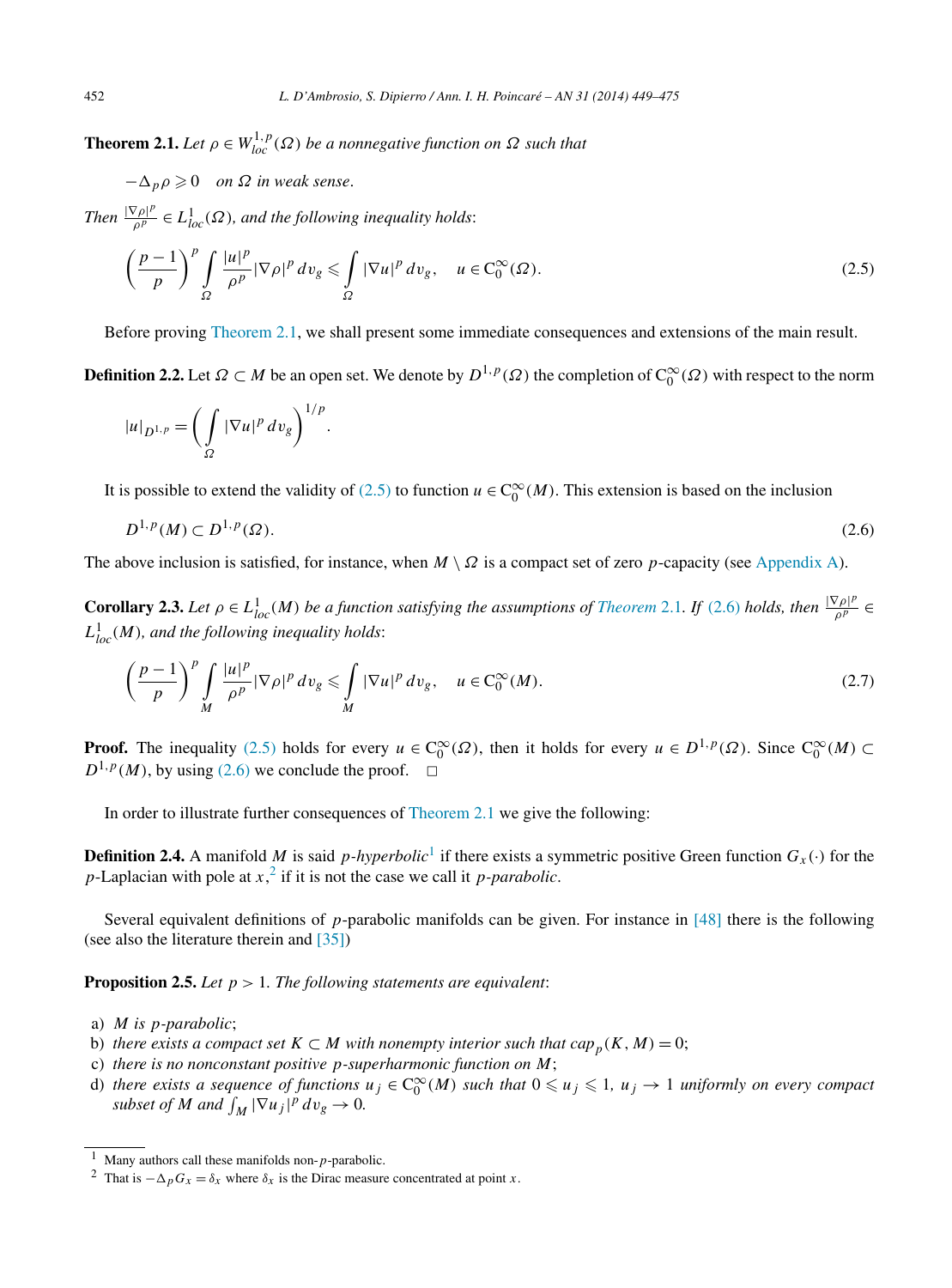**Theorem 2.1.** *Let $\rho \in W^{1,p}_{loc}(\Omega)$ be a nonnegative function on $\Omega$ such that*

$$-\Delta_p \rho \geqslant 0 \quad \text{on } \Omega \text{ in weak sense.}$$

*Then $\frac{|\nabla\rho|^p}{\rho^p} \in L^1_{loc}(\Omega)$, and the following inequality holds*:

$$\left(\frac{p-1}{p}\right)^p \int_\Omega \frac{|u|^p}{\rho^p} |\nabla\rho|^p \, dv_g \leqslant \int_\Omega |\nabla u|^p \, dv_g, \quad u \in C_0^\infty(\Omega). \tag{2.5}$$

Before proving Theorem 2.1, we shall present some immediate consequences and extensions of the main result.

**Definition 2.2.** Let $\Omega \subset M$ be an open set. We denote by $D^{1,p}(\Omega)$ the completion of $C_0^\infty(\Omega)$ with respect to the norm

$$|u|_{D^{1,p}} = \left(\int_\Omega |\nabla u|^p \, dv_g\right)^{1/p}.$$

It is possible to extend the validity of (2.5) to function $u \in C_0^\infty(M)$. This extension is based on the inclusion

$$D^{1,p}(M) \subset D^{1,p}(\Omega). \tag{2.6}$$

The above inclusion is satisfied, for instance, when $M \setminus \Omega$ is a compact set of zero $p$-capacity (see Appendix A).

**Corollary 2.3.** *Let $\rho \in L^1_{loc}(M)$ be a function satisfying the assumptions of Theorem 2.1. If (2.6) holds, then $\frac{|\nabla\rho|^p}{\rho^p} \in L^1_{loc}(M)$, and the following inequality holds*:

$$\left(\frac{p-1}{p}\right)^p \int_M \frac{|u|^p}{\rho^p} |\nabla\rho|^p \, dv_g \leqslant \int_M |\nabla u|^p \, dv_g, \quad u \in C_0^\infty(M). \tag{2.7}$$

**Proof.** The inequality (2.5) holds for every $u \in C_0^\infty(\Omega)$, then it holds for every $u \in D^{1,p}(\Omega)$. Since $C_0^\infty(M) \subset D^{1,p}(M)$, by using (2.6) we conclude the proof. $\square$

In order to illustrate further consequences of Theorem 2.1 we give the following:

**Definition 2.4.** A manifold $M$ is said *$p$-hyperbolic*[1] if there exists a symmetric positive Green function $G_x(\cdot)$ for the $p$-Laplacian with pole at $x$,[2] if it is not the case we call it *$p$-parabolic*.

Several equivalent definitions of $p$-parabolic manifolds can be given. For instance in [48] there is the following (see also the literature therein and [35])

**Proposition 2.5.** *Let $p > 1$. The following statements are equivalent*:

a) *$M$ is $p$-parabolic*;
b) *there exists a compact set $K \subset M$ with nonempty interior such that $cap_p(K, M) = 0$*;
c) *there is no nonconstant positive $p$-superharmonic function on $M$*;
d) *there exists a sequence of functions $u_j \in C_0^\infty(M)$ such that $0 \leqslant u_j \leqslant 1$, $u_j \to 1$ uniformly on every compact subset of $M$ and $\int_M |\nabla u_j|^p \, dv_g \to 0$.*

---

[1] Many authors call these manifolds non-$p$-parabolic.

[2] That is $-\Delta_p G_x = \delta_x$ where $\delta_x$ is the Dirac measure concentrated at point $x$.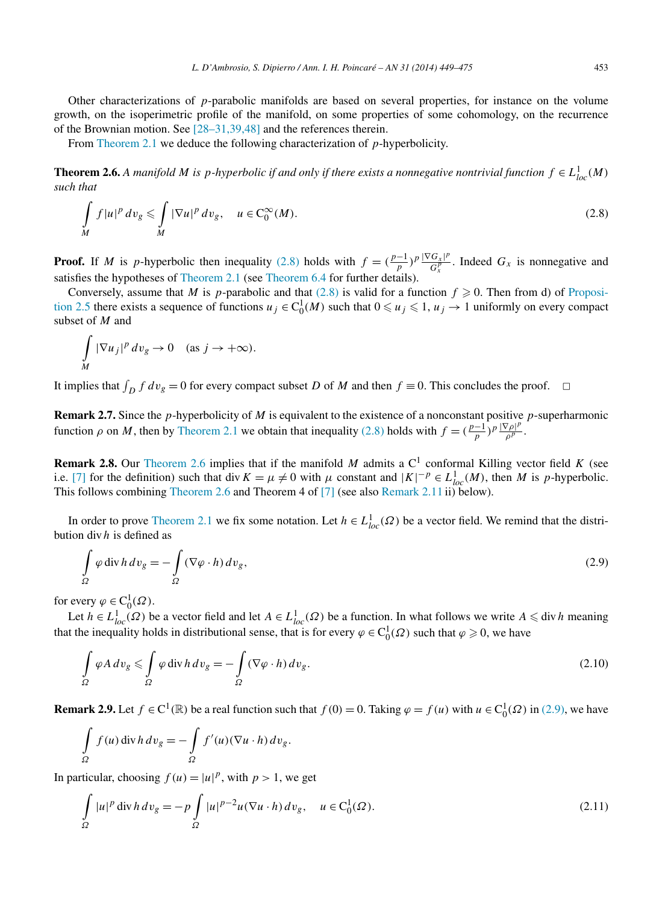Other characterizations of $p$-parabolic manifolds are based on several properties, for instance on the volume growth, on the isoperimetric profile of the manifold, on some properties of some cohomology, on the recurrence of the Brownian motion. See [28–31,39,48] and the references therein.

From Theorem 2.1 we deduce the following characterization of $p$-hyperbolicity.

**Theorem 2.6.** *A manifold $M$ is $p$-hyperbolic if and only if there exists a nonnegative nontrivial function $f \in L^1_{loc}(M)$ such that*

$$\int_M f|u|^p \, dv_g \leqslant \int_M |\nabla u|^p \, dv_g, \quad u \in C_0^\infty(M). \tag{2.8}$$

**Proof.** If $M$ is $p$-hyperbolic then inequality (2.8) holds with $f = (\frac{p-1}{p})^p \frac{|\nabla G_x|^p}{G_x^p}$. Indeed $G_x$ is nonnegative and satisfies the hypotheses of Theorem 2.1 (see Theorem 6.4 for further details).

Conversely, assume that $M$ is $p$-parabolic and that (2.8) is valid for a function $f \geqslant 0$. Then from d) of Proposition 2.5 there exists a sequence of functions $u_j \in C^1_0(M)$ such that $0 \leqslant u_j \leqslant 1$, $u_j \to 1$ uniformly on every compact subset of $M$ and

$$\int_M |\nabla u_j|^p \, dv_g \to 0 \quad (\text{as } j \to +\infty).$$

It implies that $\int_D f \, dv_g = 0$ for every compact subset $D$ of $M$ and then $f \equiv 0$. This concludes the proof. $\square$

**Remark 2.7.** Since the $p$-hyperbolicity of $M$ is equivalent to the existence of a nonconstant positive $p$-superharmonic function $\rho$ on $M$, then by Theorem 2.1 we obtain that inequality (2.8) holds with $f = (\frac{p-1}{p})^p \frac{|\nabla \rho|^p}{\rho^p}$.

**Remark 2.8.** Our Theorem 2.6 implies that if the manifold $M$ admits a $C^1$ conformal Killing vector field $K$ (see i.e. [7] for the definition) such that $\operatorname{div} K = \mu \neq 0$ with $\mu$ constant and $|K|^{-p} \in L^1_{loc}(M)$, then $M$ is $p$-hyperbolic. This follows combining Theorem 2.6 and Theorem 4 of [7] (see also Remark 2.11 ii) below).

In order to prove Theorem 2.1 we fix some notation. Let $h \in L^1_{loc}(\Omega)$ be a vector field. We remind that the distribution $\operatorname{div} h$ is defined as

$$\int_\Omega \varphi \operatorname{div} h \, dv_g = -\int_\Omega (\nabla \varphi \cdot h) \, dv_g, \tag{2.9}$$

for every $\varphi \in C^1_0(\Omega)$.

Let $h \in L^1_{loc}(\Omega)$ be a vector field and let $A \in L^1_{loc}(\Omega)$ be a function. In what follows we write $A \leqslant \operatorname{div} h$ meaning that the inequality holds in distributional sense, that is for every $\varphi \in C^1_0(\Omega)$ such that $\varphi \geqslant 0$, we have

$$\int_\Omega \varphi A \, dv_g \leqslant \int_\Omega \varphi \operatorname{div} h \, dv_g = -\int_\Omega (\nabla \varphi \cdot h) \, dv_g. \tag{2.10}$$

**Remark 2.9.** Let $f \in C^1(\mathbb{R})$ be a real function such that $f(0) = 0$. Taking $\varphi = f(u)$ with $u \in C^1_0(\Omega)$ in (2.9), we have

$$\int_\Omega f(u) \operatorname{div} h \, dv_g = -\int_\Omega f'(u)(\nabla u \cdot h) \, dv_g.$$

In particular, choosing $f(u) = |u|^p$, with $p > 1$, we get

$$\int_\Omega |u|^p \operatorname{div} h \, dv_g = -p \int_\Omega |u|^{p-2} u (\nabla u \cdot h) \, dv_g, \quad u \in C^1_0(\Omega). \tag{2.11}$$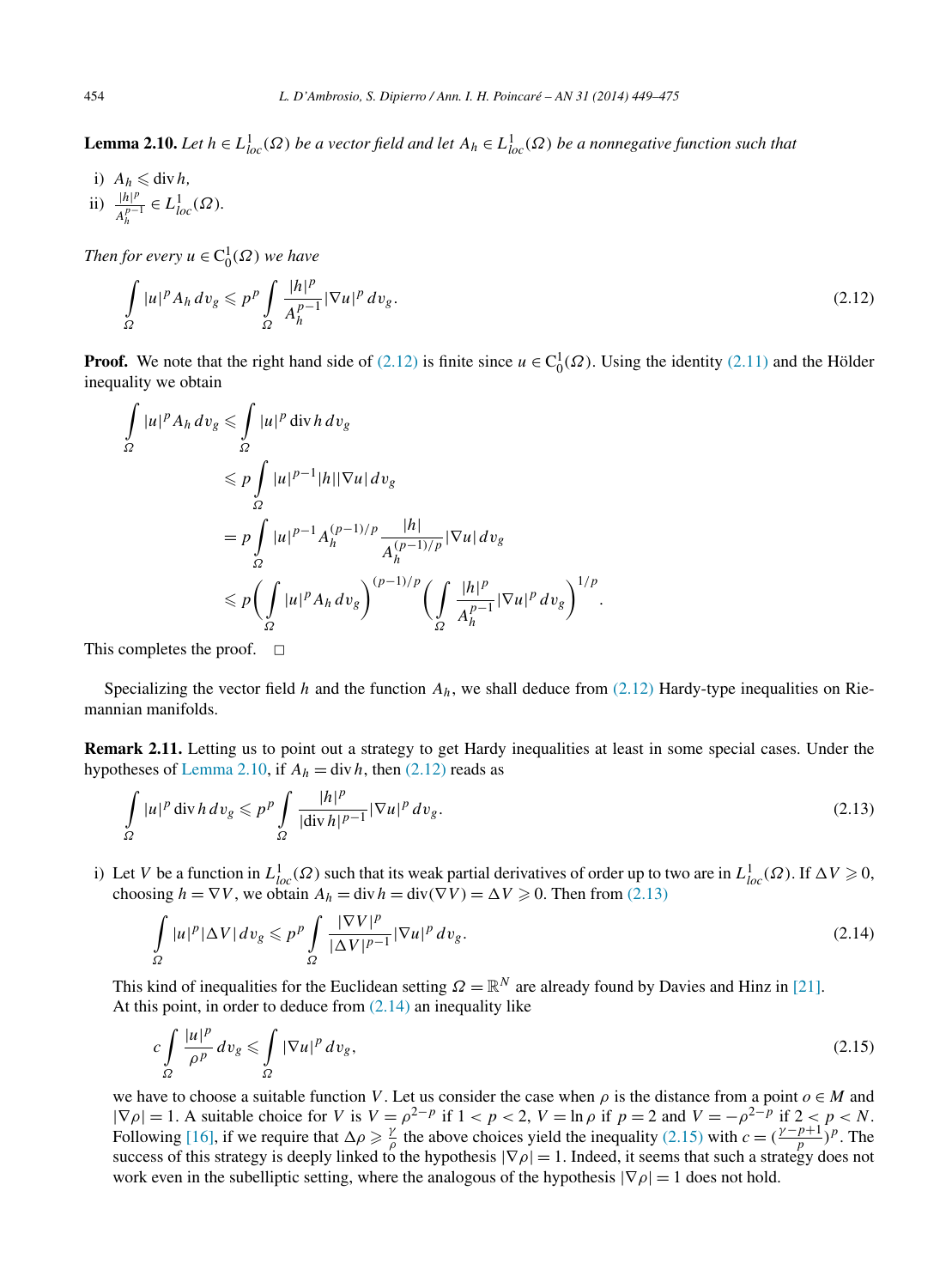**Lemma 2.10.** *Let $h \in L^1_{loc}(\Omega)$ be a vector field and let $A_h \in L^1_{loc}(\Omega)$ be a nonnegative function such that*

i) $A_h \leqslant \operatorname{div} h$,
ii) $\frac{|h|^p}{A_h^{p-1}} \in L^1_{loc}(\Omega)$.

*Then for every $u \in C^1_0(\Omega)$ we have*

$$\int_\Omega |u|^p A_h \, dv_g \leqslant p^p \int_\Omega \frac{|h|^p}{A_h^{p-1}} |\nabla u|^p \, dv_g. \tag{2.12}$$

**Proof.** We note that the right hand side of (2.12) is finite since $u \in C^1_0(\Omega)$. Using the identity (2.11) and the Hölder inequality we obtain

$$\begin{aligned}
\int_\Omega |u|^p A_h \, dv_g &\leqslant \int_\Omega |u|^p \operatorname{div} h \, dv_g \\
&\leqslant p \int_\Omega |u|^{p-1} |h| |\nabla u| \, dv_g \\
&= p \int_\Omega |u|^{p-1} A_h^{(p-1)/p} \frac{|h|}{A_h^{(p-1)/p}} |\nabla u| \, dv_g \\
&\leqslant p \left( \int_\Omega |u|^p A_h \, dv_g \right)^{(p-1)/p} \left( \int_\Omega \frac{|h|^p}{A_h^{p-1}} |\nabla u|^p \, dv_g \right)^{1/p}.
\end{aligned}$$

This completes the proof. □

Specializing the vector field $h$ and the function $A_h$, we shall deduce from (2.12) Hardy-type inequalities on Riemannian manifolds.

**Remark 2.11.** Letting us to point out a strategy to get Hardy inequalities at least in some special cases. Under the hypotheses of Lemma 2.10, if $A_h = \operatorname{div} h$, then (2.12) reads as

$$\int_\Omega |u|^p \operatorname{div} h \, dv_g \leqslant p^p \int_\Omega \frac{|h|^p}{|\operatorname{div} h|^{p-1}} |\nabla u|^p \, dv_g. \tag{2.13}$$

i) Let $V$ be a function in $L^1_{loc}(\Omega)$ such that its weak partial derivatives of order up to two are in $L^1_{loc}(\Omega)$. If $\Delta V \geqslant 0$, choosing $h = \nabla V$, we obtain $A_h = \operatorname{div} h = \operatorname{div}(\nabla V) = \Delta V \geqslant 0$. Then from (2.13)

$$\int_\Omega |u|^p |\Delta V| \, dv_g \leqslant p^p \int_\Omega \frac{|\nabla V|^p}{|\Delta V|^{p-1}} |\nabla u|^p \, dv_g. \tag{2.14}$$

This kind of inequalities for the Euclidean setting $\Omega = \mathbb{R}^N$ are already found by Davies and Hinz in [21].
At this point, in order to deduce from (2.14) an inequality like

$$c \int_\Omega \frac{|u|^p}{\rho^p} \, dv_g \leqslant \int_\Omega |\nabla u|^p \, dv_g, \tag{2.15}$$

we have to choose a suitable function $V$. Let us consider the case when $\rho$ is the distance from a point $o \in M$ and $|\nabla \rho| = 1$. A suitable choice for $V$ is $V = \rho^{2-p}$ if $1 < p < 2$, $V = \ln \rho$ if $p = 2$ and $V = -\rho^{2-p}$ if $2 < p < N$. Following [16], if we require that $\Delta \rho \geqslant \frac{\gamma}{\rho}$ the above choices yield the inequality (2.15) with $c = (\frac{\gamma - p + 1}{p})^p$. The success of this strategy is deeply linked to the hypothesis $|\nabla \rho| = 1$. Indeed, it seems that such a strategy does not work even in the subelliptic setting, where the analogous of the hypothesis $|\nabla \rho| = 1$ does not hold.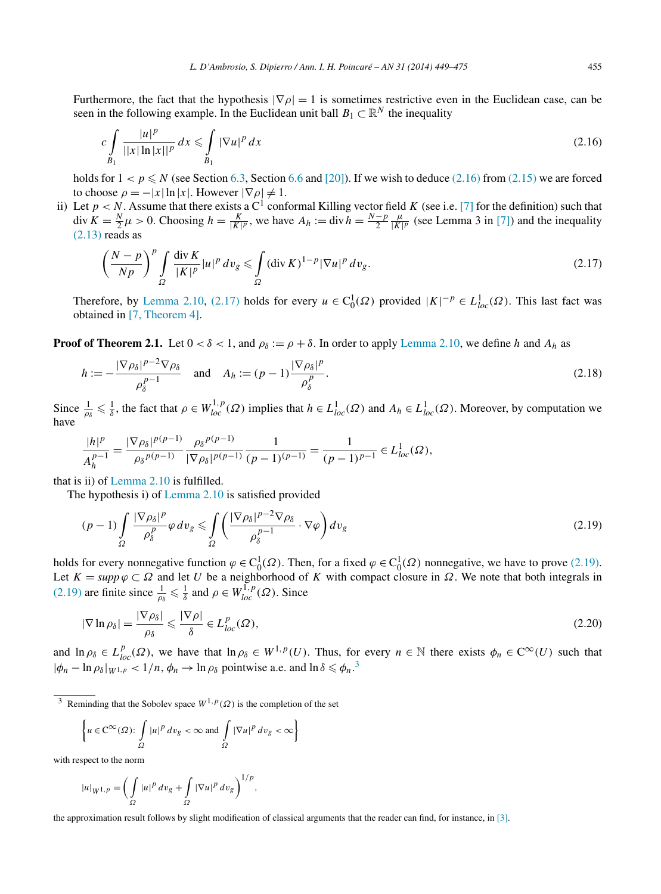Furthermore, the fact that the hypothesis $|\nabla \rho| = 1$ is sometimes restrictive even in the Euclidean case, can be seen in the following example. In the Euclidean unit ball $B_1 \subset \mathbb{R}^N$ the inequality

$$c \int_{B_1} \frac{|u|^p}{||x| \ln |x||^p}\, dx \leqslant \int_{B_1} |\nabla u|^p\, dx \tag{2.16}$$

holds for $1 < p \leqslant N$ (see Section 6.3, Section 6.6 and [20]). If we wish to deduce (2.16) from (2.15) we are forced to choose $\rho = -|x| \ln |x|$. However $|\nabla \rho| \neq 1$.

ii) Let $p < N$. Assume that there exists a $C^1$ conformal Killing vector field $K$ (see i.e. [7] for the definition) such that $\operatorname{div} K = \frac{N}{2}\mu > 0$. Choosing $h = \frac{K}{|K|^p}$, we have $A_h := \operatorname{div} h = \frac{N-p}{2} \frac{\mu}{|K|^p}$ (see Lemma 3 in [7]) and the inequality (2.13) reads as

$$\left(\frac{N-p}{Np}\right)^p \int_\Omega \frac{\operatorname{div} K}{|K|^p} |u|^p\, dv_g \leqslant \int_\Omega (\operatorname{div} K)^{1-p} |\nabla u|^p\, dv_g. \tag{2.17}$$

Therefore, by Lemma 2.10, (2.17) holds for every $u \in C_0^1(\Omega)$ provided $|K|^{-p} \in L^1_{loc}(\Omega)$. This last fact was obtained in [7, Theorem 4].

**Proof of Theorem 2.1.** Let $0 < \delta < 1$, and $\rho_\delta := \rho + \delta$. In order to apply Lemma 2.10, we define $h$ and $A_h$ as

$$h := -\frac{|\nabla \rho_\delta|^{p-2} \nabla \rho_\delta}{\rho_\delta^{p-1}} \quad \text{and} \quad A_h := (p-1) \frac{|\nabla \rho_\delta|^p}{\rho_\delta^p}. \tag{2.18}$$

Since $\frac{1}{\rho_\delta} \leqslant \frac{1}{\delta}$, the fact that $\rho \in W^{1,p}_{loc}(\Omega)$ implies that $h \in L^1_{loc}(\Omega)$ and $A_h \in L^1_{loc}(\Omega)$. Moreover, by computation we have

$$\frac{|h|^p}{A_h^{p-1}} = \frac{|\nabla \rho_\delta|^{p(p-1)}}{\rho_\delta{}^{p(p-1)}} \frac{\rho_\delta{}^{p(p-1)}}{|\nabla \rho_\delta|^{p(p-1)}} \frac{1}{(p-1)^{(p-1)}} = \frac{1}{(p-1)^{p-1}} \in L^1_{loc}(\Omega),$$

that is ii) of Lemma 2.10 is fulfilled.

The hypothesis i) of Lemma 2.10 is satisfied provided

$$(p-1) \int_\Omega \frac{|\nabla \rho_\delta|^p}{\rho_\delta^p} \varphi\, dv_g \leqslant \int_\Omega \left(\frac{|\nabla \rho_\delta|^{p-2} \nabla \rho_\delta}{\rho_\delta^{p-1}} \cdot \nabla \varphi\right) dv_g \tag{2.19}$$

holds for every nonnegative function $\varphi \in C_0^1(\Omega)$. Then, for a fixed $\varphi \in C_0^1(\Omega)$ nonnegative, we have to prove (2.19). Let $K = supp\, \varphi \subset \Omega$ and let $U$ be a neighborhood of $K$ with compact closure in $\Omega$. We note that both integrals in (2.19) are finite since $\frac{1}{\rho_\delta} \leqslant \frac{1}{\delta}$ and $\rho \in W^{1,p}_{loc}(\Omega)$. Since

$$|\nabla \ln \rho_\delta| = \frac{|\nabla \rho_\delta|}{\rho_\delta} \leqslant \frac{|\nabla \rho|}{\delta} \in L^p_{loc}(\Omega), \tag{2.20}$$

and $\ln \rho_\delta \in L^p_{loc}(\Omega)$, we have that $\ln \rho_\delta \in W^{1,p}(U)$. Thus, for every $n \in \mathbb{N}$ there exists $\phi_n \in C^\infty(U)$ such that $|\phi_n - \ln \rho_\delta|_{W^{1,p}} < 1/n$, $\phi_n \to \ln \rho_\delta$ pointwise a.e. and $\ln \delta \leqslant \phi_n$.[3]

[3] Reminding that the Sobolev space $W^{1,p}(\Omega)$ is the completion of the set

$$\left\{ u \in C^\infty(\Omega)\colon \int_\Omega |u|^p\, dv_g < \infty \text{ and } \int_\Omega |\nabla u|^p\, dv_g < \infty \right\}$$

with respect to the norm

$$|u|_{W^{1,p}} = \left( \int_\Omega |u|^p\, dv_g + \int_\Omega |\nabla u|^p\, dv_g \right)^{1/p},$$

the approximation result follows by slight modification of classical arguments that the reader can find, for instance, in [3].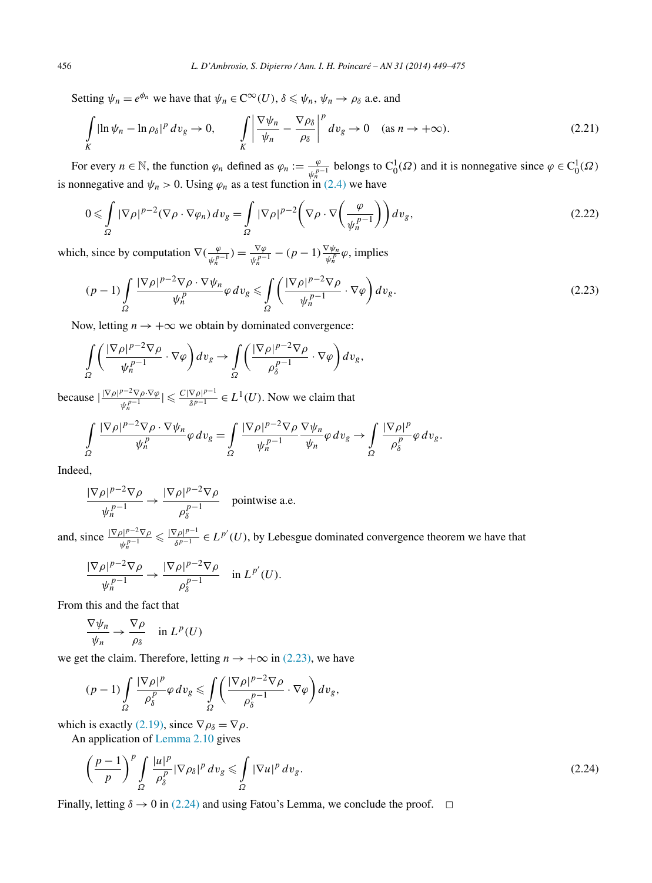Setting $\psi_n = e^{\phi_n}$ we have that $\psi_n \in C^\infty(U)$, $\delta \leqslant \psi_n$, $\psi_n \to \rho_\delta$ a.e. and

$$\int_K |\ln \psi_n - \ln \rho_\delta|^p \, dv_g \to 0, \qquad \int_K \left| \frac{\nabla \psi_n}{\psi_n} - \frac{\nabla \rho_\delta}{\rho_\delta} \right|^p dv_g \to 0 \quad (\text{as } n \to +\infty). \tag{2.21}$$

For every $n \in \mathbb{N}$, the function $\varphi_n$ defined as $\varphi_n := \frac{\varphi}{\psi_n^{p-1}}$ belongs to $C_0^1(\Omega)$ and it is nonnegative since $\varphi \in C_0^1(\Omega)$ is nonnegative and $\psi_n > 0$. Using $\varphi_n$ as a test function in (2.4) we have

$$0 \leqslant \int_\Omega |\nabla \rho|^{p-2} (\nabla \rho \cdot \nabla \varphi_n) \, dv_g = \int_\Omega |\nabla \rho|^{p-2} \left( \nabla \rho \cdot \nabla \left( \frac{\varphi}{\psi_n^{p-1}} \right) \right) dv_g, \tag{2.22}$$

which, since by computation $\nabla(\frac{\varphi}{\psi_n^{p-1}}) = \frac{\nabla \varphi}{\psi_n^{p-1}} - (p-1) \frac{\nabla \psi_n}{\psi_n^p} \varphi$, implies

$$(p-1) \int_\Omega \frac{|\nabla \rho|^{p-2} \nabla \rho \cdot \nabla \psi_n}{\psi_n^p} \varphi \, dv_g \leqslant \int_\Omega \left( \frac{|\nabla \rho|^{p-2} \nabla \rho}{\psi_n^{p-1}} \cdot \nabla \varphi \right) dv_g. \tag{2.23}$$

Now, letting $n \to +\infty$ we obtain by dominated convergence:

$$\int_\Omega \left( \frac{|\nabla \rho|^{p-2} \nabla \rho}{\psi_n^{p-1}} \cdot \nabla \varphi \right) dv_g \to \int_\Omega \left( \frac{|\nabla \rho|^{p-2} \nabla \rho}{\rho_\delta^{p-1}} \cdot \nabla \varphi \right) dv_g,$$

because $|\frac{|\nabla \rho|^{p-2} \nabla \rho \cdot \nabla \varphi}{\psi_n^{p-1}}| \leqslant \frac{C |\nabla \rho|^{p-1}}{\delta^{p-1}} \in L^1(U)$. Now we claim that

$$\int_\Omega \frac{|\nabla \rho|^{p-2} \nabla \rho \cdot \nabla \psi_n}{\psi_n^p} \varphi \, dv_g = \int_\Omega \frac{|\nabla \rho|^{p-2} \nabla \rho}{\psi_n^{p-1}} \frac{\nabla \psi_n}{\psi_n} \varphi \, dv_g \to \int_\Omega \frac{|\nabla \rho|^p}{\rho_\delta^p} \varphi \, dv_g.$$

Indeed,

$$\frac{|\nabla \rho|^{p-2} \nabla \rho}{\psi_n^{p-1}} \to \frac{|\nabla \rho|^{p-2} \nabla \rho}{\rho_\delta^{p-1}} \quad \text{pointwise a.e.}$$

and, since $\frac{|\nabla \rho|^{p-2} \nabla \rho}{\psi_n^{p-1}} \leqslant \frac{|\nabla \rho|^{p-1}}{\delta^{p-1}} \in L^{p'}(U)$, by Lebesgue dominated convergence theorem we have that

$$\frac{|\nabla \rho|^{p-2} \nabla \rho}{\psi_n^{p-1}} \to \frac{|\nabla \rho|^{p-2} \nabla \rho}{\rho_\delta^{p-1}} \quad \text{in } L^{p'}(U).$$

From this and the fact that

$$\frac{\nabla \psi_n}{\psi_n} \to \frac{\nabla \rho}{\rho_\delta} \quad \text{in } L^p(U)$$

we get the claim. Therefore, letting $n \to +\infty$ in (2.23), we have

$$(p-1) \int_\Omega \frac{|\nabla \rho|^p}{\rho_\delta^p} \varphi \, dv_g \leqslant \int_\Omega \left( \frac{|\nabla \rho|^{p-2} \nabla \rho}{\rho_\delta^{p-1}} \cdot \nabla \varphi \right) dv_g,$$

which is exactly (2.19), since $\nabla \rho_\delta = \nabla \rho$.

An application of Lemma 2.10 gives

$$\left( \frac{p-1}{p} \right)^p \int_\Omega \frac{|u|^p}{\rho_\delta^p} |\nabla \rho_\delta|^p \, dv_g \leqslant \int_\Omega |\nabla u|^p \, dv_g. \tag{2.24}$$

Finally, letting $\delta \to 0$ in (2.24) and using Fatou's Lemma, we conclude the proof. $\square$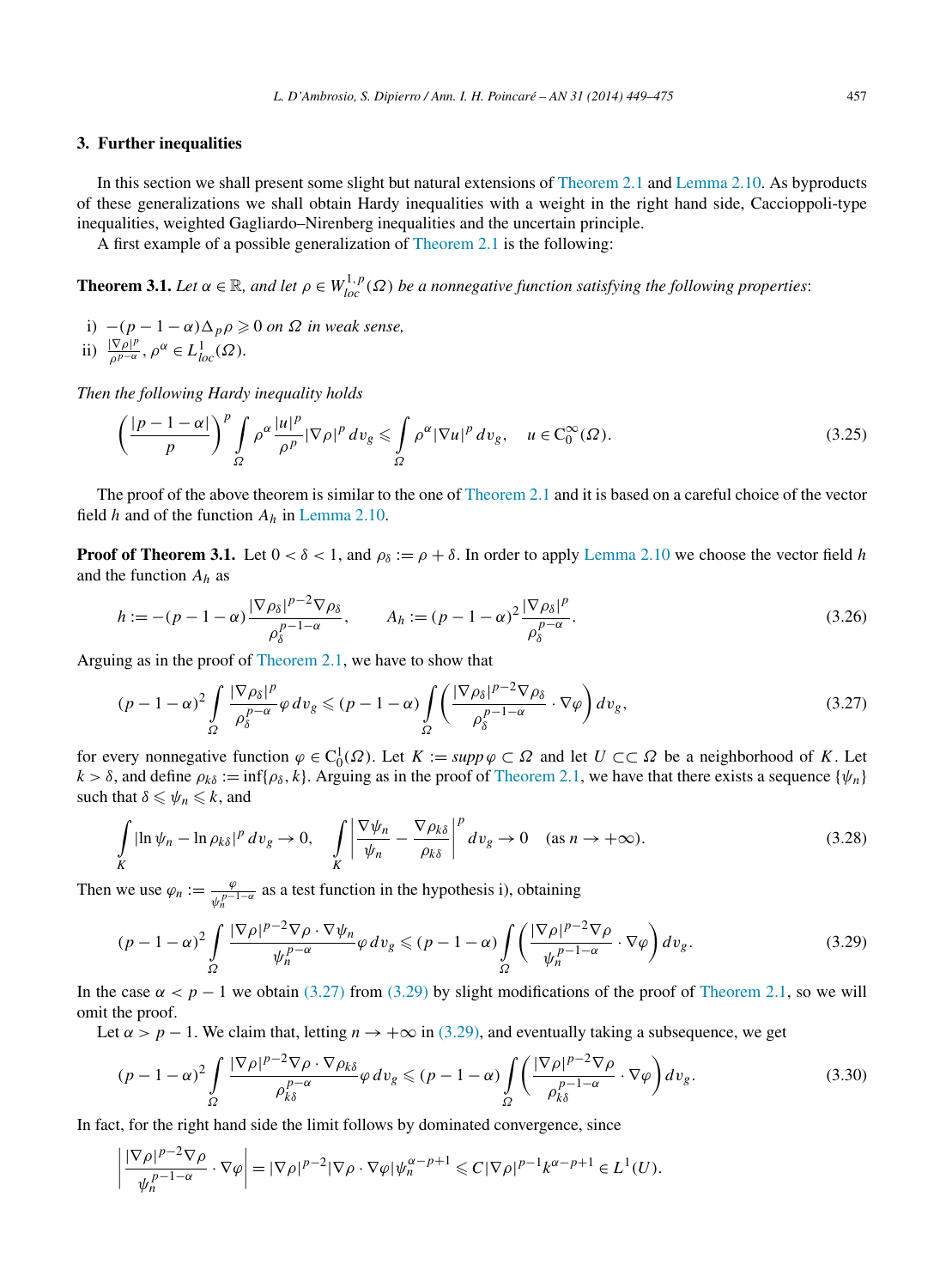## 3. Further inequalities

In this section we shall present some slight but natural extensions of Theorem 2.1 and Lemma 2.10. As byproducts of these generalizations we shall obtain Hardy inequalities with a weight in the right hand side, Caccioppoli-type inequalities, weighted Gagliardo–Nirenberg inequalities and the uncertain principle.

A first example of a possible generalization of Theorem 2.1 is the following:

**Theorem 3.1.** *Let $\alpha \in \mathbb{R}$, and let $\rho \in W^{1,p}_{loc}(\Omega)$ be a nonnegative function satisfying the following properties*:

i) $-(p-1-\alpha)\Delta_p \rho \geqslant 0$ *on $\Omega$ in weak sense,*
ii) $\frac{|\nabla \rho|^p}{\rho^{p-\alpha}}, \rho^\alpha \in L^1_{loc}(\Omega)$.

*Then the following Hardy inequality holds*

$$\left(\frac{|p-1-\alpha|}{p}\right)^p \int_\Omega \rho^\alpha \frac{|u|^p}{\rho^p} |\nabla \rho|^p \, dv_g \leqslant \int_\Omega \rho^\alpha |\nabla u|^p \, dv_g, \quad u \in C^\infty_0(\Omega). \tag{3.25}$$

The proof of the above theorem is similar to the one of Theorem 2.1 and it is based on a careful choice of the vector field $h$ and of the function $A_h$ in Lemma 2.10.

**Proof of Theorem 3.1.** Let $0 < \delta < 1$, and $\rho_\delta := \rho + \delta$. In order to apply Lemma 2.10 we choose the vector field $h$ and the function $A_h$ as

$$h := -(p-1-\alpha)\frac{|\nabla \rho_\delta|^{p-2}\nabla \rho_\delta}{\rho_\delta^{p-1-\alpha}}, \qquad A_h := (p-1-\alpha)^2 \frac{|\nabla \rho_\delta|^p}{\rho_\delta^{p-\alpha}}. \tag{3.26}$$

Arguing as in the proof of Theorem 2.1, we have to show that

$$(p-1-\alpha)^2 \int_\Omega \frac{|\nabla \rho_\delta|^p}{\rho_\delta^{p-\alpha}} \varphi \, dv_g \leqslant (p-1-\alpha) \int_\Omega \left(\frac{|\nabla \rho_\delta|^{p-2}\nabla \rho_\delta}{\rho_\delta^{p-1-\alpha}} \cdot \nabla \varphi\right) dv_g, \tag{3.27}$$

for every nonnegative function $\varphi \in C^1_0(\Omega)$. Let $K := \mathit{supp}\, \varphi \subset \Omega$ and let $U \subset\subset \Omega$ be a neighborhood of $K$. Let $k > \delta$, and define $\rho_{k\delta} := \inf\{\rho_\delta, k\}$. Arguing as in the proof of Theorem 2.1, we have that there exists a sequence $\{\psi_n\}$ such that $\delta \leqslant \psi_n \leqslant k$, and

$$\int_K |\ln \psi_n - \ln \rho_{k\delta}|^p \, dv_g \to 0, \qquad \int_K \left|\frac{\nabla \psi_n}{\psi_n} - \frac{\nabla \rho_{k\delta}}{\rho_{k\delta}}\right|^p dv_g \to 0 \quad (\text{as } n \to +\infty). \tag{3.28}$$

Then we use $\varphi_n := \frac{\varphi}{\psi_n^{p-1-\alpha}}$ as a test function in the hypothesis i), obtaining

$$(p-1-\alpha)^2 \int_\Omega \frac{|\nabla \rho|^{p-2}\nabla \rho \cdot \nabla \psi_n}{\psi_n^{p-\alpha}} \varphi \, dv_g \leqslant (p-1-\alpha) \int_\Omega \left(\frac{|\nabla \rho|^{p-2}\nabla \rho}{\psi_n^{p-1-\alpha}} \cdot \nabla \varphi\right) dv_g. \tag{3.29}$$

In the case $\alpha < p-1$ we obtain (3.27) from (3.29) by slight modifications of the proof of Theorem 2.1, so we will omit the proof.

Let $\alpha > p-1$. We claim that, letting $n \to +\infty$ in (3.29), and eventually taking a subsequence, we get

$$(p-1-\alpha)^2 \int_\Omega \frac{|\nabla \rho|^{p-2}\nabla \rho \cdot \nabla \rho_{k\delta}}{\rho_{k\delta}^{p-\alpha}} \varphi \, dv_g \leqslant (p-1-\alpha) \int_\Omega \left(\frac{|\nabla \rho|^{p-2}\nabla \rho}{\rho_{k\delta}^{p-1-\alpha}} \cdot \nabla \varphi\right) dv_g. \tag{3.30}$$

In fact, for the right hand side the limit follows by dominated convergence, since

$$\left|\frac{|\nabla \rho|^{p-2}\nabla \rho}{\psi_n^{p-1-\alpha}} \cdot \nabla \varphi\right| = |\nabla \rho|^{p-2} |\nabla \rho \cdot \nabla \varphi| \psi_n^{\alpha-p+1} \leqslant C |\nabla \rho|^{p-1} k^{\alpha-p+1} \in L^1(U).$$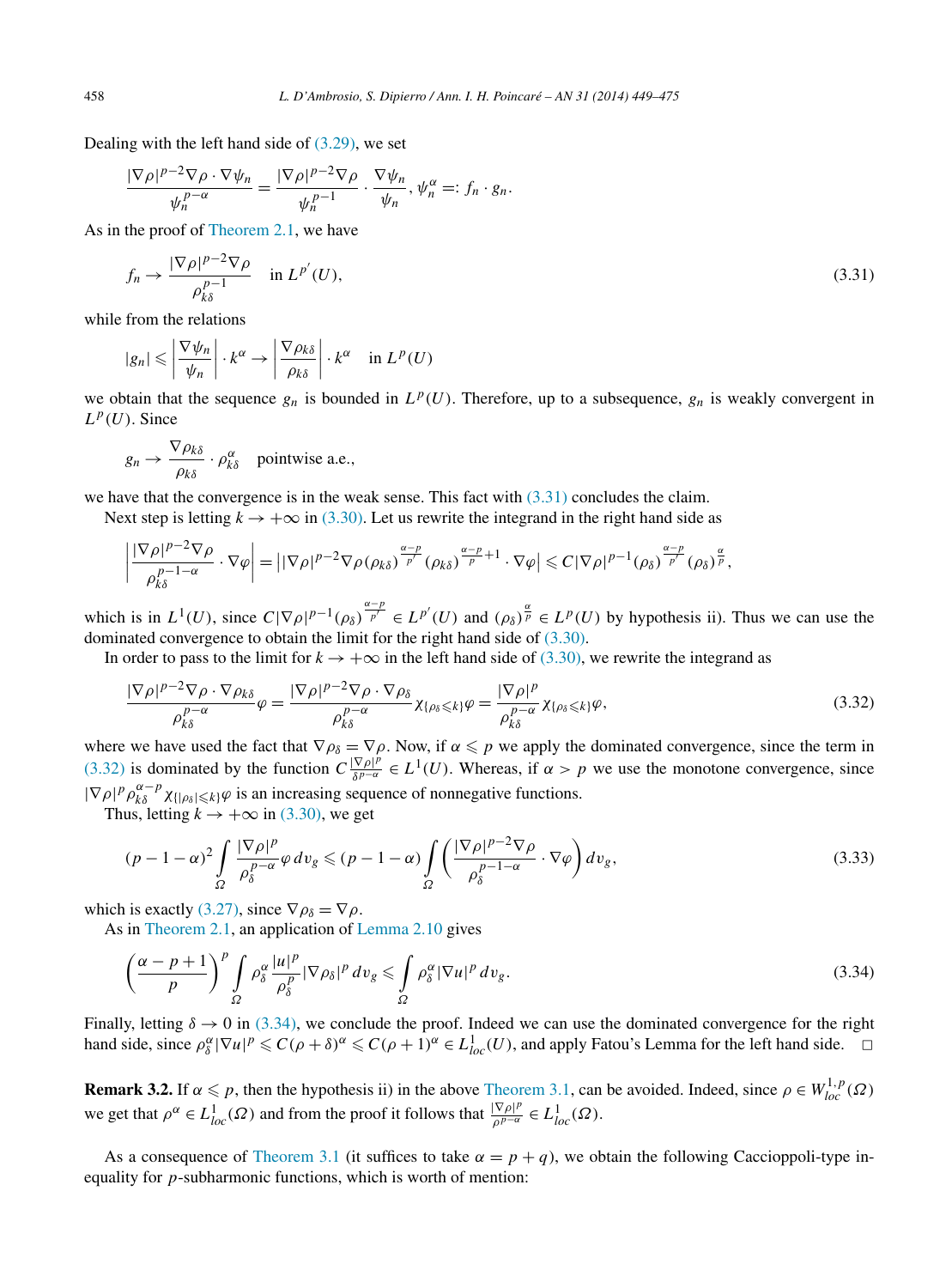Dealing with the left hand side of (3.29), we set

$$\frac{|\nabla\rho|^{p-2}\nabla\rho\cdot\nabla\psi_n}{\psi_n^{p-\alpha}} = \frac{|\nabla\rho|^{p-2}\nabla\rho}{\psi_n^{p-1}}\cdot\frac{\nabla\psi_n}{\psi_n}\cdot\psi_n^{\alpha} =: f_n\cdot g_n.$$

As in the proof of Theorem 2.1, we have

$$f_n \to \frac{|\nabla\rho|^{p-2}\nabla\rho}{\rho_{k\delta}^{p-1}} \quad \text{in } L^{p'}(U), \tag{3.31}$$

while from the relations

$$|g_n| \leqslant \left|\frac{\nabla\psi_n}{\psi_n}\right|\cdot k^{\alpha} \to \left|\frac{\nabla\rho_{k\delta}}{\rho_{k\delta}}\right|\cdot k^{\alpha} \quad \text{in } L^p(U)$$

we obtain that the sequence $g_n$ is bounded in $L^p(U)$. Therefore, up to a subsequence, $g_n$ is weakly convergent in $L^p(U)$. Since

$$g_n \to \frac{\nabla\rho_{k\delta}}{\rho_{k\delta}}\cdot\rho_{k\delta}^{\alpha} \quad \text{pointwise a.e.},$$

we have that the convergence is in the weak sense. This fact with (3.31) concludes the claim.

Next step is letting $k\to+\infty$ in (3.30). Let us rewrite the integrand in the right hand side as

$$\left|\frac{|\nabla\rho|^{p-2}\nabla\rho}{\rho_{k\delta}^{p-1-\alpha}}\cdot\nabla\varphi\right| = \left||\nabla\rho|^{p-2}\nabla\rho(\rho_{k\delta})^{\frac{\alpha-p}{p'}}(\rho_{k\delta})^{\frac{\alpha-p}{p}+1}\cdot\nabla\varphi\right| \leqslant C|\nabla\rho|^{p-1}(\rho_\delta)^{\frac{\alpha-p}{p'}}(\rho_\delta)^{\frac{\alpha}{p}},$$

which is in $L^1(U)$, since $C|\nabla\rho|^{p-1}(\rho_\delta)^{\frac{\alpha-p}{p'}} \in L^{p'}(U)$ and $(\rho_\delta)^{\frac{\alpha}{p}} \in L^p(U)$ by hypothesis ii). Thus we can use the dominated convergence to obtain the limit for the right hand side of (3.30).

In order to pass to the limit for $k\to+\infty$ in the left hand side of (3.30), we rewrite the integrand as

$$\frac{|\nabla\rho|^{p-2}\nabla\rho\cdot\nabla\rho_{k\delta}}{\rho_{k\delta}^{p-\alpha}}\varphi = \frac{|\nabla\rho|^{p-2}\nabla\rho\cdot\nabla\rho_\delta}{\rho_{k\delta}^{p-\alpha}}\chi_{\{\rho_\delta\leqslant k\}}\varphi = \frac{|\nabla\rho|^p}{\rho_{k\delta}^{p-\alpha}}\chi_{\{\rho_\delta\leqslant k\}}\varphi, \tag{3.32}$$

where we have used the fact that $\nabla\rho_\delta = \nabla\rho$. Now, if $\alpha\leqslant p$ we apply the dominated convergence, since the term in (3.32) is dominated by the function $C\frac{|\nabla\rho|^p}{\delta^{p-\alpha}} \in L^1(U)$. Whereas, if $\alpha > p$ we use the monotone convergence, since $|\nabla\rho|^p\rho_{k\delta}^{\alpha-p}\chi_{\{|\rho_\delta|\leqslant k\}}\varphi$ is an increasing sequence of nonnegative functions.

Thus, letting $k\to+\infty$ in (3.30), we get

$$(p-1-\alpha)^2\int_\Omega \frac{|\nabla\rho|^p}{\rho_\delta^{p-\alpha}}\varphi\,dv_g \leqslant (p-1-\alpha)\int_\Omega\left(\frac{|\nabla\rho|^{p-2}\nabla\rho}{\rho_\delta^{p-1-\alpha}}\cdot\nabla\varphi\right)dv_g, \tag{3.33}$$

which is exactly (3.27), since $\nabla\rho_\delta = \nabla\rho$.

As in Theorem 2.1, an application of Lemma 2.10 gives

$$\left(\frac{\alpha-p+1}{p}\right)^p\int_\Omega \rho_\delta^\alpha\frac{|u|^p}{\rho_\delta^p}|\nabla\rho_\delta|^p\,dv_g \leqslant \int_\Omega \rho_\delta^\alpha|\nabla u|^p\,dv_g. \tag{3.34}$$

Finally, letting $\delta\to 0$ in (3.34), we conclude the proof. Indeed we can use the dominated convergence for the right hand side, since $\rho_\delta^\alpha|\nabla u|^p \leqslant C(\rho+\delta)^\alpha \leqslant C(\rho+1)^\alpha \in L^1_{loc}(U)$, and apply Fatou's Lemma for the left hand side. $\square$

**Remark 3.2.** If $\alpha\leqslant p$, then the hypothesis ii) in the above Theorem 3.1, can be avoided. Indeed, since $\rho\in W^{1,p}_{loc}(\Omega)$ we get that $\rho^\alpha\in L^1_{loc}(\Omega)$ and from the proof it follows that $\frac{|\nabla\rho|^p}{\rho^{p-\alpha}}\in L^1_{loc}(\Omega)$.

As a consequence of Theorem 3.1 (it suffices to take $\alpha = p+q$), we obtain the following Caccioppoli-type inequality for $p$-subharmonic functions, which is worth of mention: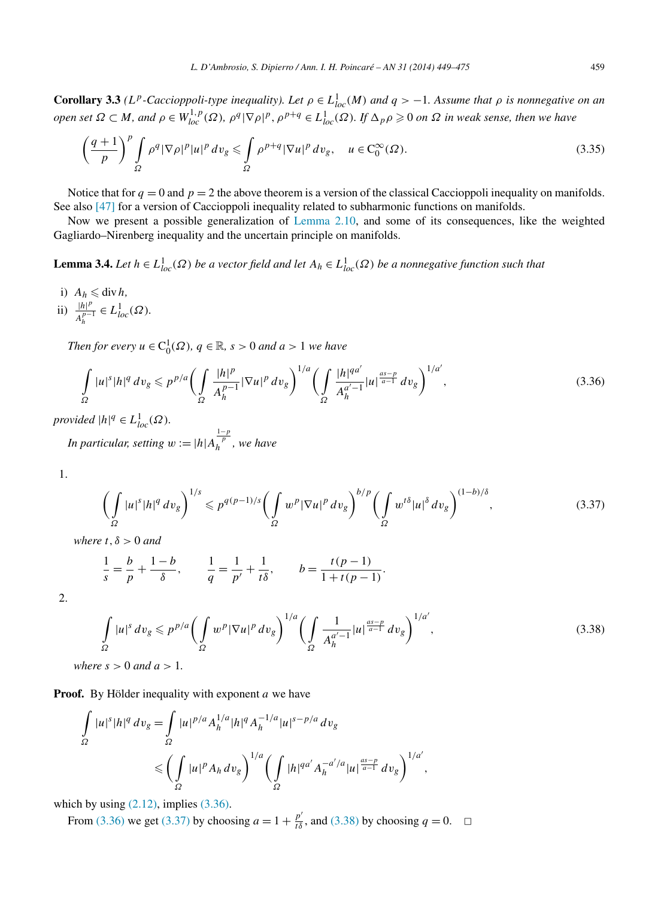**Corollary 3.3** *($L^p$-Caccioppoli-type inequality). Let $\rho \in L^1_{loc}(M)$ and $q > -1$. Assume that $\rho$ is nonnegative on an open set $\Omega \subset M$, and $\rho \in W^{1,p}_{loc}(\Omega)$, $\rho^q |\nabla \rho|^p, \rho^{p+q} \in L^1_{loc}(\Omega)$. If $\Delta_p \rho \geqslant 0$ on $\Omega$ in weak sense, then we have*

$$\left(\frac{q+1}{p}\right)^p \int_\Omega \rho^q |\nabla \rho|^p |u|^p \, dv_g \leqslant \int_\Omega \rho^{p+q} |\nabla u|^p \, dv_g, \quad u \in C_0^\infty(\Omega). \tag{3.35}$$

Notice that for $q = 0$ and $p = 2$ the above theorem is a version of the classical Caccioppoli inequality on manifolds. See also [47] for a version of Caccioppoli inequality related to subharmonic functions on manifolds.

Now we present a possible generalization of Lemma 2.10, and some of its consequences, like the weighted Gagliardo–Nirenberg inequality and the uncertain principle on manifolds.

**Lemma 3.4.** *Let $h \in L^1_{loc}(\Omega)$ be a vector field and let $A_h \in L^1_{loc}(\Omega)$ be a nonnegative function such that*

i) $A_h \leqslant \operatorname{div} h$,
ii) $\frac{|h|^p}{A_h^{p-1}} \in L^1_{loc}(\Omega)$.

*Then for every $u \in C_0^1(\Omega)$, $q \in \mathbb{R}$, $s > 0$ and $a > 1$ we have*

$$\int_\Omega |u|^s |h|^q \, dv_g \leqslant p^{p/a} \left( \int_\Omega \frac{|h|^p}{A_h^{p-1}} |\nabla u|^p \, dv_g \right)^{1/a} \left( \int_\Omega \frac{|h|^{qa'}}{A_h^{a'-1}} |u|^{\frac{as-p}{a-1}} \, dv_g \right)^{1/a'}, \tag{3.36}$$

*provided $|h|^q \in L^1_{loc}(\Omega)$.*

*In particular, setting $w := |h| A_h^{\frac{1-p}{p}}$, we have*

1. 
$$\left( \int_\Omega |u|^s |h|^q \, dv_g \right)^{1/s} \leqslant p^{q(p-1)/s} \left( \int_\Omega w^p |\nabla u|^p \, dv_g \right)^{b/p} \left( \int_\Omega w^{t\delta} |u|^\delta \, dv_g \right)^{(1-b)/\delta}, \tag{3.37}$$

   *where $t, \delta > 0$ and*

$$\frac{1}{s} = \frac{b}{p} + \frac{1-b}{\delta}, \qquad \frac{1}{q} = \frac{1}{p'} + \frac{1}{t\delta}, \qquad b = \frac{t(p-1)}{1 + t(p-1)}.$$

2. 
$$\int_\Omega |u|^s \, dv_g \leqslant p^{p/a} \left( \int_\Omega w^p |\nabla u|^p \, dv_g \right)^{1/a} \left( \int_\Omega \frac{1}{A_h^{a'-1}} |u|^{\frac{as-p}{a-1}} \, dv_g \right)^{1/a'}, \tag{3.38}$$

   *where $s > 0$ and $a > 1$.*

**Proof.** By Hölder inequality with exponent $a$ we have

$$\begin{aligned} \int_\Omega |u|^s |h|^q \, dv_g &= \int_\Omega |u|^{p/a} A_h^{1/a} |h|^q A_h^{-1/a} |u|^{s-p/a} \, dv_g \\ &\leqslant \left( \int_\Omega |u|^p A_h \, dv_g \right)^{1/a} \left( \int_\Omega |h|^{qa'} A_h^{-a'/a} |u|^{\frac{as-p}{a-1}} \, dv_g \right)^{1/a'}, \end{aligned}$$

which by using (2.12), implies (3.36).

From (3.36) we get (3.37) by choosing $a = 1 + \frac{p'}{t\delta}$, and (3.38) by choosing $q = 0$. $\square$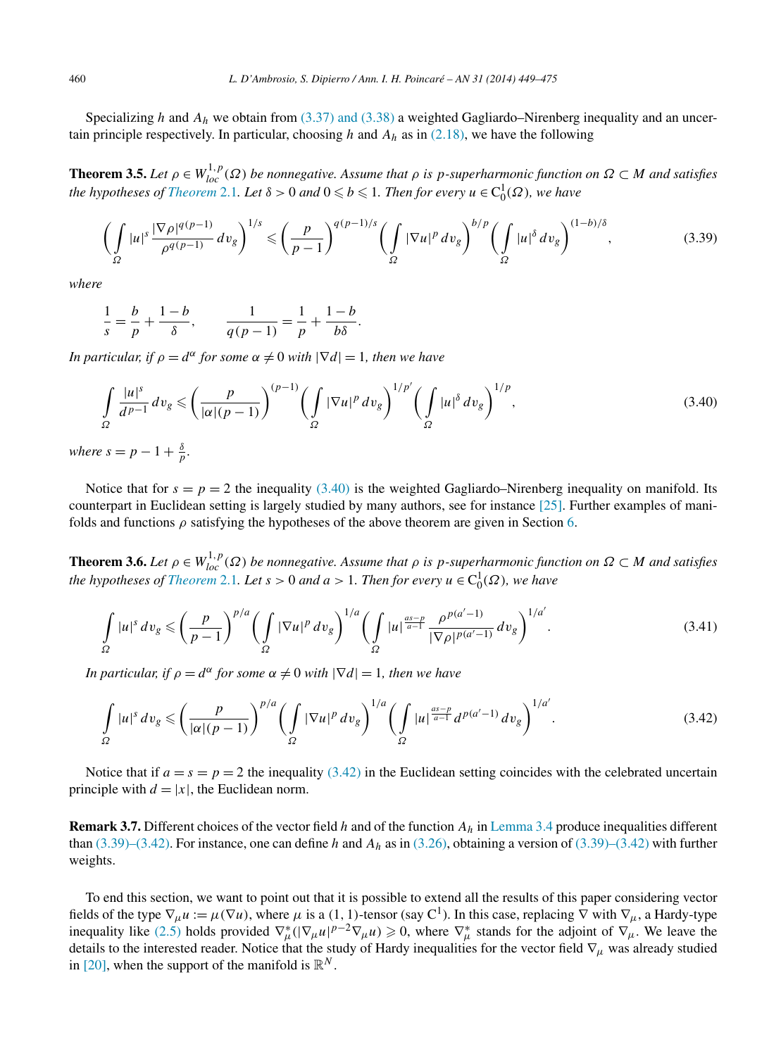Specializing $h$ and $A_h$ we obtain from (3.37) and (3.38) a weighted Gagliardo–Nirenberg inequality and an uncertain principle respectively. In particular, choosing $h$ and $A_h$ as in (2.18), we have the following

**Theorem 3.5.** *Let $\rho \in W^{1,p}_{loc}(\Omega)$ be nonnegative. Assume that $\rho$ is $p$-superharmonic function on $\Omega \subset M$ and satisfies the hypotheses of Theorem 2.1. Let $\delta > 0$ and $0 \leqslant b \leqslant 1$. Then for every $u \in C^1_0(\Omega)$, we have*

$$\left( \int_\Omega |u|^s \frac{|\nabla \rho|^{q(p-1)}}{\rho^{q(p-1)}} \, dv_g \right)^{1/s} \leqslant \left( \frac{p}{p-1} \right)^{q(p-1)/s} \left( \int_\Omega |\nabla u|^p \, dv_g \right)^{b/p} \left( \int_\Omega |u|^\delta \, dv_g \right)^{(1-b)/\delta}, \tag{3.39}$$

*where*

$$\frac{1}{s} = \frac{b}{p} + \frac{1-b}{\delta}, \qquad \frac{1}{q(p-1)} = \frac{1}{p} + \frac{1-b}{b\delta}.$$

*In particular, if $\rho = d^\alpha$ for some $\alpha \neq 0$ with $|\nabla d| = 1$, then we have*

$$\int_\Omega \frac{|u|^s}{d^{p-1}} \, dv_g \leqslant \left( \frac{p}{|\alpha|(p-1)} \right)^{(p-1)} \left( \int_\Omega |\nabla u|^p \, dv_g \right)^{1/p'} \left( \int_\Omega |u|^\delta \, dv_g \right)^{1/p}, \tag{3.40}$$

*where $s = p - 1 + \frac{\delta}{p}$.*

Notice that for $s = p = 2$ the inequality (3.40) is the weighted Gagliardo–Nirenberg inequality on manifold. Its counterpart in Euclidean setting is largely studied by many authors, see for instance [25]. Further examples of manifolds and functions $\rho$ satisfying the hypotheses of the above theorem are given in Section 6.

**Theorem 3.6.** *Let $\rho \in W^{1,p}_{loc}(\Omega)$ be nonnegative. Assume that $\rho$ is $p$-superharmonic function on $\Omega \subset M$ and satisfies the hypotheses of Theorem 2.1. Let $s > 0$ and $a > 1$. Then for every $u \in C^1_0(\Omega)$, we have*

$$\int_\Omega |u|^s \, dv_g \leqslant \left( \frac{p}{p-1} \right)^{p/a} \left( \int_\Omega |\nabla u|^p \, dv_g \right)^{1/a} \left( \int_\Omega |u|^{\frac{as-p}{a-1}} \frac{\rho^{p(a'-1)}}{|\nabla \rho|^{p(a'-1)}} \, dv_g \right)^{1/a'}. \tag{3.41}$$

*In particular, if $\rho = d^\alpha$ for some $\alpha \neq 0$ with $|\nabla d| = 1$, then we have*

$$\int_\Omega |u|^s \, dv_g \leqslant \left( \frac{p}{|\alpha|(p-1)} \right)^{p/a} \left( \int_\Omega |\nabla u|^p \, dv_g \right)^{1/a} \left( \int_\Omega |u|^{\frac{as-p}{a-1}} d^{p(a'-1)} \, dv_g \right)^{1/a'}. \tag{3.42}$$

Notice that if $a = s = p = 2$ the inequality (3.42) in the Euclidean setting coincides with the celebrated uncertain principle with $d = |x|$, the Euclidean norm.

**Remark 3.7.** Different choices of the vector field $h$ and of the function $A_h$ in Lemma 3.4 produce inequalities different than (3.39)–(3.42). For instance, one can define $h$ and $A_h$ as in (3.26), obtaining a version of (3.39)–(3.42) with further weights.

To end this section, we want to point out that it is possible to extend all the results of this paper considering vector fields of the type $\nabla_\mu u := \mu(\nabla u)$, where $\mu$ is a $(1,1)$-tensor (say $C^1$). In this case, replacing $\nabla$ with $\nabla_\mu$, a Hardy-type inequality like (2.5) holds provided $\nabla^*_\mu(|\nabla_\mu u|^{p-2}\nabla_\mu u) \geqslant 0$, where $\nabla^*_\mu$ stands for the adjoint of $\nabla_\mu$. We leave the details to the interested reader. Notice that the study of Hardy inequalities for the vector field $\nabla_\mu$ was already studied in [20], when the support of the manifold is $\mathbb{R}^N$.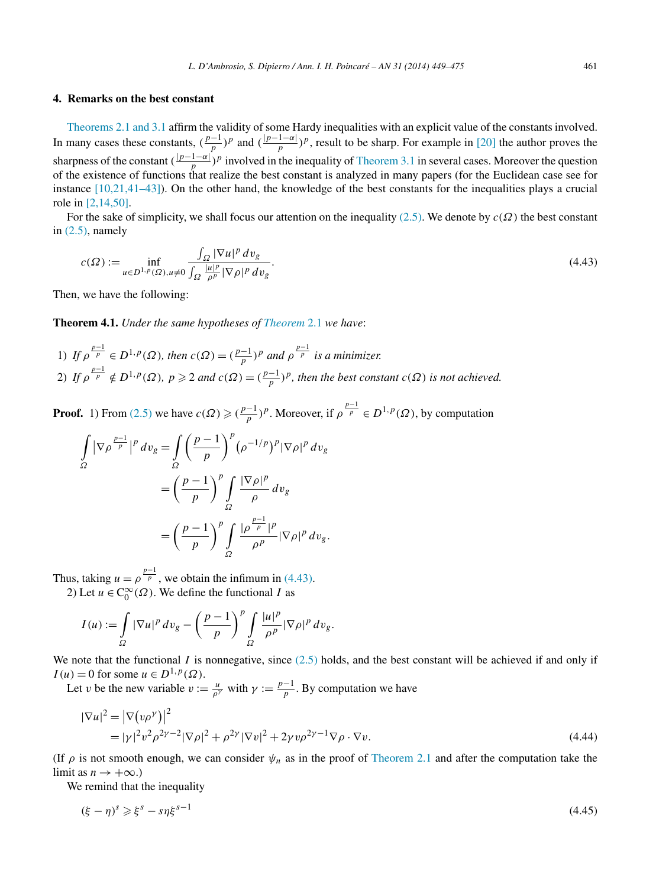## 4. Remarks on the best constant

Theorems 2.1 and 3.1 affirm the validity of some Hardy inequalities with an explicit value of the constants involved. In many cases these constants, $(\frac{p-1}{p})^p$ and $(\frac{|p-1-\alpha|}{p})^p$, result to be sharp. For example in [20] the author proves the sharpness of the constant $(\frac{|p-1-\alpha|}{p})^p$ involved in the inequality of Theorem 3.1 in several cases. Moreover the question of the existence of functions that realize the best constant is analyzed in many papers (for the Euclidean case see for instance [10,21,41–43]). On the other hand, the knowledge of the best constants for the inequalities plays a crucial role in [2,14,50].

For the sake of simplicity, we shall focus our attention on the inequality (2.5). We denote by $c(\Omega)$ the best constant in (2.5), namely

$$c(\Omega) := \inf_{u \in D^{1,p}(\Omega), u \neq 0} \frac{\int_\Omega |\nabla u|^p \, dv_g}{\int_\Omega \frac{|u|^p}{\rho^p} |\nabla \rho|^p \, dv_g}. \tag{4.43}$$

Then, we have the following:

**Theorem 4.1.** *Under the same hypotheses of Theorem 2.1 we have*:

1) *If $\rho^{\frac{p-1}{p}} \in D^{1,p}(\Omega)$, then $c(\Omega) = (\frac{p-1}{p})^p$ and $\rho^{\frac{p-1}{p}}$ is a minimizer.*
2) *If $\rho^{\frac{p-1}{p}} \notin D^{1,p}(\Omega)$, $p \geqslant 2$ and $c(\Omega) = (\frac{p-1}{p})^p$, then the best constant $c(\Omega)$ is not achieved.*

**Proof.** 1) From (2.5) we have $c(\Omega) \geqslant (\frac{p-1}{p})^p$. Moreover, if $\rho^{\frac{p-1}{p}} \in D^{1,p}(\Omega)$, by computation

$$\begin{aligned}
\int_\Omega \left|\nabla \rho^{\frac{p-1}{p}}\right|^p dv_g &= \int_\Omega \left(\frac{p-1}{p}\right)^p \left(\rho^{-1/p}\right)^p |\nabla \rho|^p \, dv_g \\
&= \left(\frac{p-1}{p}\right)^p \int_\Omega \frac{|\nabla \rho|^p}{\rho} \, dv_g \\
&= \left(\frac{p-1}{p}\right)^p \int_\Omega \frac{|\rho^{\frac{p-1}{p}}|^p}{\rho^p} |\nabla \rho|^p \, dv_g.
\end{aligned}$$

Thus, taking $u = \rho^{\frac{p-1}{p}}$, we obtain the infimum in (4.43).

2) Let $u \in C_0^\infty(\Omega)$. We define the functional $I$ as

$$I(u) := \int_\Omega |\nabla u|^p \, dv_g - \left(\frac{p-1}{p}\right)^p \int_\Omega \frac{|u|^p}{\rho^p} |\nabla \rho|^p \, dv_g.$$

We note that the functional $I$ is nonnegative, since (2.5) holds, and the best constant will be achieved if and only if $I(u) = 0$ for some $u \in D^{1,p}(\Omega)$.

Let $v$ be the new variable $v := \frac{u}{\rho^\gamma}$ with $\gamma := \frac{p-1}{p}$. By computation we have

$$\begin{aligned}
|\nabla u|^2 &= \left|\nabla\left(v\rho^\gamma\right)\right|^2 \\
&= |\gamma|^2 v^2 \rho^{2\gamma-2} |\nabla \rho|^2 + \rho^{2\gamma} |\nabla v|^2 + 2\gamma v \rho^{2\gamma-1} \nabla \rho \cdot \nabla v.
\end{aligned} \tag{4.44}$$

(If $\rho$ is not smooth enough, we can consider $\psi_n$ as in the proof of Theorem 2.1 and after the computation take the limit as $n \to +\infty$.)

We remind that the inequality

$$(\xi - \eta)^s \geqslant \xi^s - s\eta\xi^{s-1} \tag{4.45}$$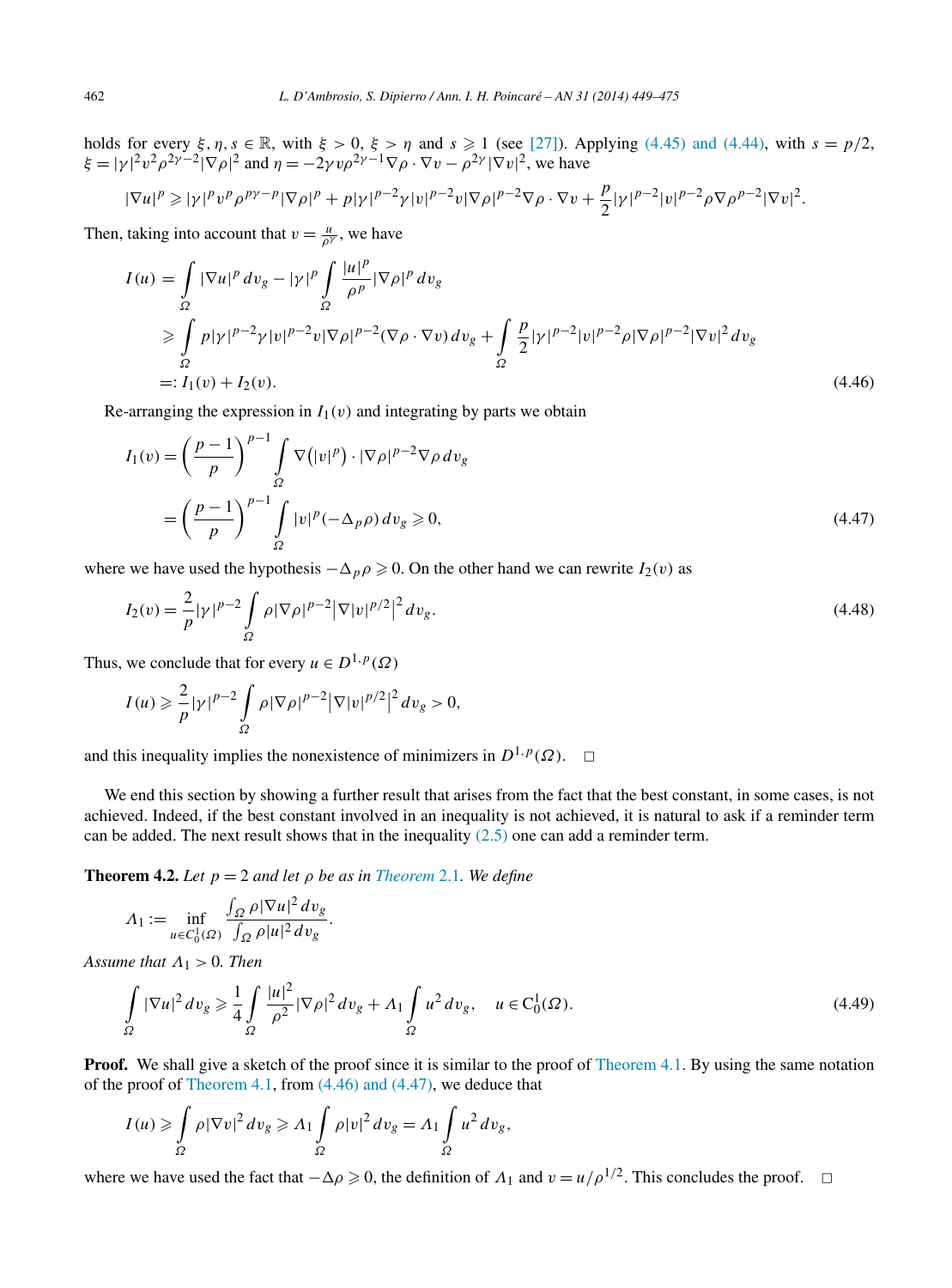holds for every $\xi, \eta, s \in \mathbb{R}$, with $\xi > 0$, $\xi > \eta$ and $s \geqslant 1$ (see [27]). Applying (4.45) and (4.44), with $s = p/2$, $\xi = |\gamma|^2 v^2 \rho^{2\gamma-2} |\nabla \rho|^2$ and $\eta = -2\gamma v \rho^{2\gamma-1} \nabla\rho \cdot \nabla v - \rho^{2\gamma} |\nabla v|^2$, we have

$$|\nabla u|^p \geqslant |\gamma|^p v^p \rho^{p\gamma - p} |\nabla \rho|^p + p|\gamma|^{p-2}\gamma |v|^{p-2} v |\nabla\rho|^{p-2} \nabla\rho \cdot \nabla v + \frac{p}{2}|\gamma|^{p-2}|v|^{p-2}\rho \nabla\rho^{p-2}|\nabla v|^2.$$

Then, taking into account that $v = \frac{u}{\rho^\gamma}$, we have

$$\begin{aligned}
I(u) &= \int_\Omega |\nabla u|^p \, dv_g - |\gamma|^p \int_\Omega \frac{|u|^p}{\rho^p} |\nabla \rho|^p \, dv_g \\
&\geqslant \int_\Omega p|\gamma|^{p-2}\gamma |v|^{p-2} v |\nabla \rho|^{p-2}(\nabla\rho \cdot \nabla v) \, dv_g + \int_\Omega \frac{p}{2}|\gamma|^{p-2}|v|^{p-2}\rho|\nabla\rho|^{p-2}|\nabla v|^2 \, dv_g \\
&=: I_1(v) + I_2(v).
\end{aligned} \tag{4.46}$$

Re-arranging the expression in $I_1(v)$ and integrating by parts we obtain

$$\begin{aligned}
I_1(v) &= \left(\frac{p-1}{p}\right)^{p-1} \int_\Omega \nabla\big(|v|^p\big) \cdot |\nabla\rho|^{p-2}\nabla\rho \, dv_g \\
&= \left(\frac{p-1}{p}\right)^{p-1} \int_\Omega |v|^p (-\Delta_p \rho) \, dv_g \geqslant 0,
\end{aligned} \tag{4.47}$$

where we have used the hypothesis $-\Delta_p \rho \geqslant 0$. On the other hand we can rewrite $I_2(v)$ as

$$I_2(v) = \frac{2}{p}|\gamma|^{p-2} \int_\Omega \rho|\nabla\rho|^{p-2}\big|\nabla |v|^{p/2}\big|^2 \, dv_g. \tag{4.48}$$

Thus, we conclude that for every $u \in D^{1,p}(\Omega)$

$$I(u) \geqslant \frac{2}{p}|\gamma|^{p-2} \int_\Omega \rho|\nabla\rho|^{p-2}\big|\nabla|v|^{p/2}\big|^2 \, dv_g > 0,$$

and this inequality implies the nonexistence of minimizers in $D^{1,p}(\Omega)$. $\square$

We end this section by showing a further result that arises from the fact that the best constant, in some cases, is not achieved. Indeed, if the best constant involved in an inequality is not achieved, it is natural to ask if a reminder term can be added. The next result shows that in the inequality (2.5) one can add a reminder term.

**Theorem 4.2.** *Let $p = 2$ and let $\rho$ be as in Theorem 2.1. We define*

$$\Lambda_1 := \inf_{u \in C_0^1(\Omega)} \frac{\int_\Omega \rho |\nabla u|^2 \, dv_g}{\int_\Omega \rho |u|^2 \, dv_g}.$$

*Assume that $\Lambda_1 > 0$. Then*

$$\int_\Omega |\nabla u|^2 \, dv_g \geqslant \frac{1}{4}\int_\Omega \frac{|u|^2}{\rho^2}|\nabla\rho|^2 \, dv_g + \Lambda_1 \int_\Omega u^2 \, dv_g, \quad u \in C_0^1(\Omega). \tag{4.49}$$

**Proof.** We shall give a sketch of the proof since it is similar to the proof of Theorem 4.1. By using the same notation of the proof of Theorem 4.1, from (4.46) and (4.47), we deduce that

$$I(u) \geqslant \int_\Omega \rho|\nabla v|^2 \, dv_g \geqslant \Lambda_1 \int_\Omega \rho|v|^2 \, dv_g = \Lambda_1 \int_\Omega u^2 \, dv_g,$$

where we have used the fact that $-\Delta\rho \geqslant 0$, the definition of $\Lambda_1$ and $v = u/\rho^{1/2}$. This concludes the proof. $\square$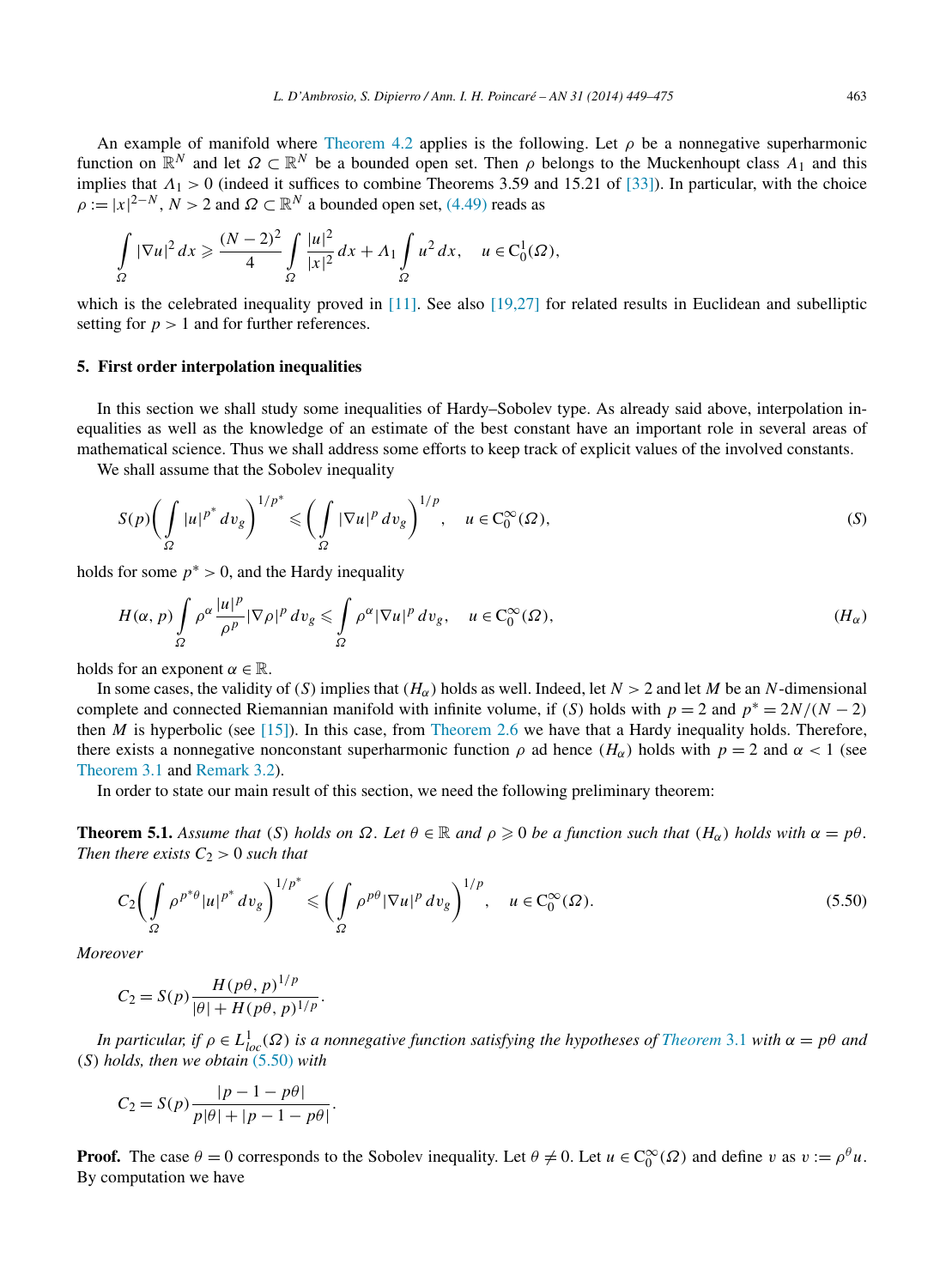An example of manifold where Theorem 4.2 applies is the following. Let $\rho$ be a nonnegative superharmonic function on $\mathbb{R}^N$ and let $\Omega \subset \mathbb{R}^N$ be a bounded open set. Then $\rho$ belongs to the Muckenhoupt class $A_1$ and this implies that $\Lambda_1 > 0$ (indeed it suffices to combine Theorems 3.59 and 15.21 of [33]). In particular, with the choice $\rho := |x|^{2-N}$, $N > 2$ and $\Omega \subset \mathbb{R}^N$ a bounded open set, (4.49) reads as

$$\int_\Omega |\nabla u|^2 \, dx \geqslant \frac{(N-2)^2}{4} \int_\Omega \frac{|u|^2}{|x|^2} \, dx + \Lambda_1 \int_\Omega u^2 \, dx, \quad u \in C_0^1(\Omega),$$

which is the celebrated inequality proved in [11]. See also [19,27] for related results in Euclidean and subelliptic setting for $p > 1$ and for further references.

## 5. First order interpolation inequalities

In this section we shall study some inequalities of Hardy–Sobolev type. As already said above, interpolation inequalities as well as the knowledge of an estimate of the best constant have an important role in several areas of mathematical science. Thus we shall address some efforts to keep track of explicit values of the involved constants.

We shall assume that the Sobolev inequality

$$S(p) \left( \int_\Omega |u|^{p^*} \, dv_g \right)^{1/p^*} \leqslant \left( \int_\Omega |\nabla u|^p \, dv_g \right)^{1/p}, \quad u \in C_0^\infty(\Omega), \tag{$S$}$$

holds for some $p^* > 0$, and the Hardy inequality

$$H(\alpha, p) \int_\Omega \rho^\alpha \frac{|u|^p}{\rho^p} |\nabla \rho|^p \, dv_g \leqslant \int_\Omega \rho^\alpha |\nabla u|^p \, dv_g, \quad u \in C_0^\infty(\Omega), \tag{$H_\alpha$}$$

holds for an exponent $\alpha \in \mathbb{R}$.

In some cases, the validity of $(S)$ implies that $(H_\alpha)$ holds as well. Indeed, let $N > 2$ and let $M$ be an $N$-dimensional complete and connected Riemannian manifold with infinite volume, if $(S)$ holds with $p = 2$ and $p^* = 2N/(N-2)$ then $M$ is hyperbolic (see [15]). In this case, from Theorem 2.6 we have that a Hardy inequality holds. Therefore, there exists a nonnegative nonconstant superharmonic function $\rho$ ad hence $(H_\alpha)$ holds with $p = 2$ and $\alpha < 1$ (see Theorem 3.1 and Remark 3.2).

In order to state our main result of this section, we need the following preliminary theorem:

**Theorem 5.1.** *Assume that $(S)$ holds on $\Omega$. Let $\theta \in \mathbb{R}$ and $\rho \geqslant 0$ be a function such that $(H_\alpha)$ holds with $\alpha = p\theta$. Then there exists $C_2 > 0$ such that*

$$C_2 \left( \int_\Omega \rho^{p^*\theta} |u|^{p^*} \, dv_g \right)^{1/p^*} \leqslant \left( \int_\Omega \rho^{p\theta} |\nabla u|^p \, dv_g \right)^{1/p}, \quad u \in C_0^\infty(\Omega). \tag{5.50}$$

*Moreover*

$$C_2 = S(p) \frac{H(p\theta, p)^{1/p}}{|\theta| + H(p\theta, p)^{1/p}}.$$

*In particular, if $\rho \in L^1_{loc}(\Omega)$ is a nonnegative function satisfying the hypotheses of Theorem 3.1 with $\alpha = p\theta$ and $(S)$ holds, then we obtain (5.50) with*

$$C_2 = S(p) \frac{|p - 1 - p\theta|}{p|\theta| + |p - 1 - p\theta|}.$$

**Proof.** The case $\theta = 0$ corresponds to the Sobolev inequality. Let $\theta \neq 0$. Let $u \in C_0^\infty(\Omega)$ and define $v$ as $v := \rho^\theta u$. By computation we have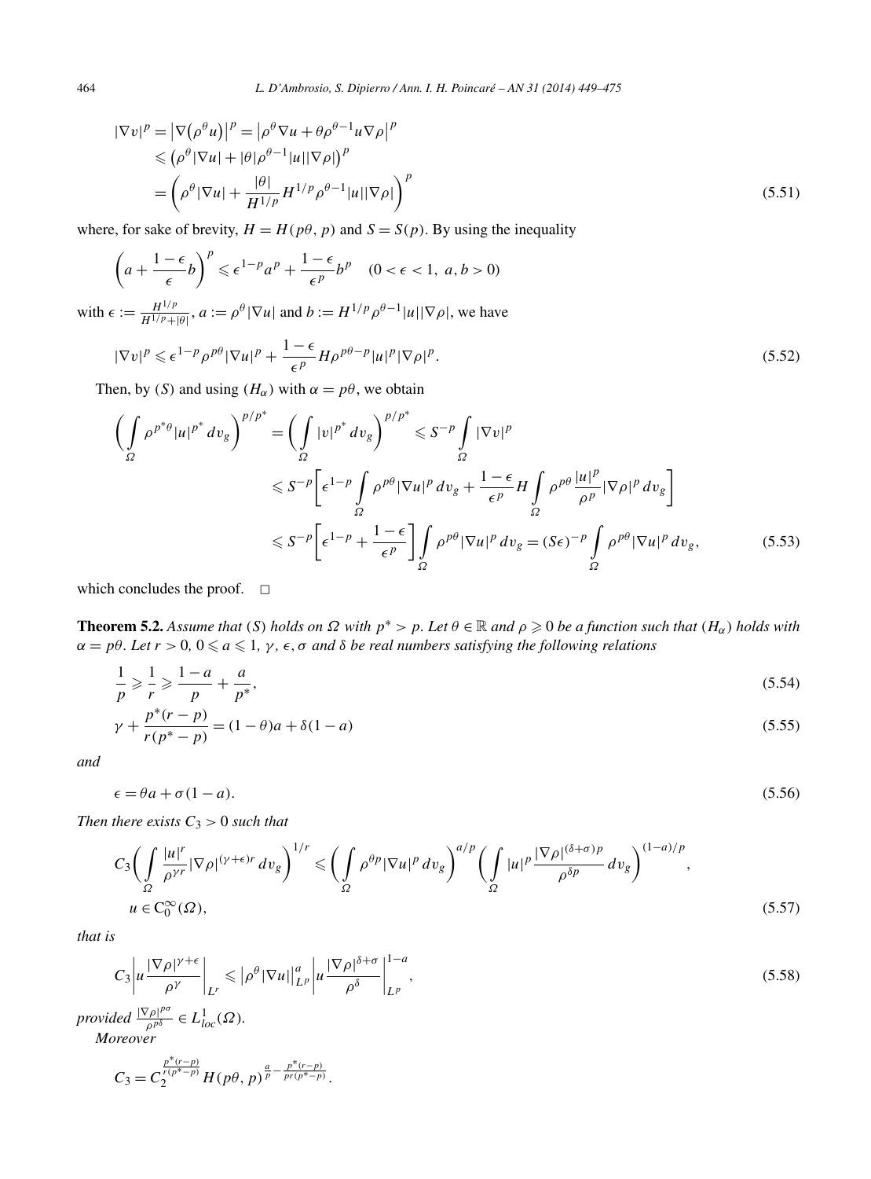$$
\begin{aligned}
|\nabla v|^p &= \left|\nabla\left(\rho^\theta u\right)\right|^p = \left|\rho^\theta \nabla u + \theta \rho^{\theta-1} u \nabla \rho\right|^p \\
&\leqslant \left(\rho^\theta |\nabla u| + |\theta| \rho^{\theta-1} |u| |\nabla \rho|\right)^p \\
&= \left(\rho^\theta |\nabla u| + \frac{|\theta|}{H^{1/p}} H^{1/p} \rho^{\theta-1} |u| |\nabla \rho|\right)^p
\end{aligned}
\tag{5.51}
$$

where, for sake of brevity, $H = H(p\theta, p)$ and $S = S(p)$. By using the inequality

$$
\left(a + \frac{1-\epsilon}{\epsilon} b\right)^p \leqslant \epsilon^{1-p} a^p + \frac{1-\epsilon}{\epsilon^p} b^p \quad (0 < \epsilon < 1,\ a, b > 0)
$$

with $\epsilon := \frac{H^{1/p}}{H^{1/p} + |\theta|}$, $a := \rho^\theta |\nabla u|$ and $b := H^{1/p} \rho^{\theta-1} |u| |\nabla \rho|$, we have

$$
|\nabla v|^p \leqslant \epsilon^{1-p} \rho^{p\theta} |\nabla u|^p + \frac{1-\epsilon}{\epsilon^p} H \rho^{p\theta - p} |u|^p |\nabla \rho|^p. \tag{5.52}
$$

Then, by $(S)$ and using $(H_\alpha)$ with $\alpha = p\theta$, we obtain

$$
\begin{aligned}
\left(\int_\Omega \rho^{p^*\theta} |u|^{p^*} \, dv_g\right)^{p/p^*} &= \left(\int_\Omega |v|^{p^*} \, dv_g\right)^{p/p^*} \leqslant S^{-p} \int_\Omega |\nabla v|^p \\
&\leqslant S^{-p}\left[\epsilon^{1-p} \int_\Omega \rho^{p\theta} |\nabla u|^p \, dv_g + \frac{1-\epsilon}{\epsilon^p} H \int_\Omega \rho^{p\theta} \frac{|u|^p}{\rho^p} |\nabla \rho|^p \, dv_g\right] \\
&\leqslant S^{-p}\left[\epsilon^{1-p} + \frac{1-\epsilon}{\epsilon^p}\right] \int_\Omega \rho^{p\theta} |\nabla u|^p \, dv_g = (S\epsilon)^{-p} \int_\Omega \rho^{p\theta} |\nabla u|^p \, dv_g,
\end{aligned}
\tag{5.53}
$$

which concludes the proof. $\square$

**Theorem 5.2.** *Assume that $(S)$ holds on $\Omega$ with $p^* > p$. Let $\theta \in \mathbb{R}$ and $\rho \geqslant 0$ be a function such that $(H_\alpha)$ holds with $\alpha = p\theta$. Let $r > 0$, $0 \leqslant a \leqslant 1$, $\gamma$, $\epsilon$, $\sigma$ and $\delta$ be real numbers satisfying the following relations*

$$
\frac{1}{p} \geqslant \frac{1}{r} \geqslant \frac{1-a}{p} + \frac{a}{p^*}, \tag{5.54}
$$

$$
\gamma + \frac{p^*(r-p)}{r(p^*-p)} = (1-\theta)a + \delta(1-a) \tag{5.55}
$$

*and*

$$
\epsilon = \theta a + \sigma(1-a). \tag{5.56}
$$

*Then there exists $C_3 > 0$ such that*

$$
\begin{aligned}
&C_3\left(\int_\Omega \frac{|u|^r}{\rho^{\gamma r}} |\nabla \rho|^{(\gamma+\epsilon)r} \, dv_g\right)^{1/r} \leqslant \left(\int_\Omega \rho^{\theta p} |\nabla u|^p \, dv_g\right)^{a/p} \left(\int_\Omega |u|^p \frac{|\nabla \rho|^{(\delta+\sigma)p}}{\rho^{\delta p}} \, dv_g\right)^{(1-a)/p}, \\
&u \in C_0^\infty(\Omega),
\end{aligned}
\tag{5.57}
$$

*that is*

$$
C_3 \left| u \frac{|\nabla \rho|^{\gamma+\epsilon}}{\rho^\gamma} \right|_{L^r} \leqslant \left|\rho^\theta |\nabla u|\right|_{L^p}^a \left| u \frac{|\nabla \rho|^{\delta+\sigma}}{\rho^\delta} \right|_{L^p}^{1-a}, \tag{5.58}
$$

*provided $\frac{|\nabla \rho|^{p\sigma}}{\rho^{p\delta}} \in L^1_{loc}(\Omega)$.*

*Moreover*

$$
C_3 = C_2^{\frac{p^*(r-p)}{r(p^*-p)}} H(p\theta, p)^{\frac{a}{p} - \frac{p^*(r-p)}{pr(p^*-p)}}.
$$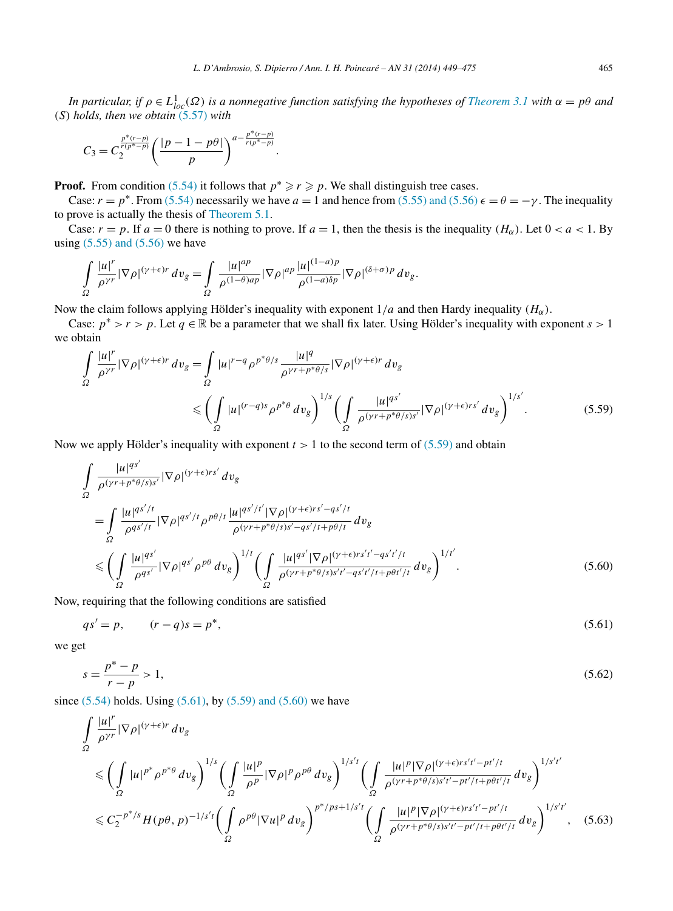*In particular, if $\rho \in L^1_{loc}(\Omega)$ is a nonnegative function satisfying the hypotheses of Theorem 3.1 with $\alpha = p\theta$ and* $(S)$ *holds, then we obtain* (5.57) *with*

$$C_3 = C_2^{\frac{p^*(r-p)}{r(p^*-p)}} \left( \frac{|p-1-p\theta|}{p} \right)^{a - \frac{p^*(r-p)}{r(p^*-p)}}.$$

**Proof.** From condition (5.54) it follows that $p^* \geqslant r \geqslant p$. We shall distinguish tree cases.

Case: $r = p^*$. From (5.54) necessarily we have $a = 1$ and hence from (5.55) and (5.56) $\epsilon = \theta = -\gamma$. The inequality to prove is actually the thesis of Theorem 5.1.

Case: $r = p$. If $a = 0$ there is nothing to prove. If $a = 1$, then the thesis is the inequality $(H_\alpha)$. Let $0 < a < 1$. By using (5.55) and (5.56) we have

$$\int_\Omega \frac{|u|^r}{\rho^{\gamma r}} |\nabla \rho|^{(\gamma+\epsilon)r} \, dv_g = \int_\Omega \frac{|u|^{ap}}{\rho^{(1-\theta)ap}} |\nabla \rho|^{ap} \frac{|u|^{(1-a)p}}{\rho^{(1-a)\delta p}} |\nabla \rho|^{(\delta+\sigma)p} \, dv_g.$$

Now the claim follows applying Hölder's inequality with exponent $1/a$ and then Hardy inequality $(H_\alpha)$.

Case: $p^* > r > p$. Let $q \in \mathbb{R}$ be a parameter that we shall fix later. Using Hölder's inequality with exponent $s > 1$ we obtain

$$\begin{aligned}
\int_\Omega \frac{|u|^r}{\rho^{\gamma r}} |\nabla \rho|^{(\gamma+\epsilon)r} \, dv_g &= \int_\Omega |u|^{r-q} \rho^{p^*\theta/s} \frac{|u|^q}{\rho^{\gamma r + p^*\theta/s}} |\nabla \rho|^{(\gamma+\epsilon)r} \, dv_g \\
&\leqslant \left( \int_\Omega |u|^{(r-q)s} \rho^{p^*\theta} \, dv_g \right)^{1/s} \left( \int_\Omega \frac{|u|^{qs'}}{\rho^{(\gamma r + p^*\theta/s)s'}} |\nabla \rho|^{(\gamma+\epsilon)rs'} \, dv_g \right)^{1/s'}.
\end{aligned} \tag{5.59}$$

Now we apply Hölder's inequality with exponent $t > 1$ to the second term of (5.59) and obtain

$$\begin{aligned}
&\int_\Omega \frac{|u|^{qs'}}{\rho^{(\gamma r + p^*\theta/s)s'}} |\nabla \rho|^{(\gamma+\epsilon)rs'} \, dv_g \\
&\quad = \int_\Omega \frac{|u|^{qs'/t}}{\rho^{qs'/t}} |\nabla \rho|^{qs'/t} \rho^{p\theta/t} \frac{|u|^{qs'/t'} |\nabla \rho|^{(\gamma+\epsilon)rs' - qs'/t}}{\rho^{(\gamma r + p^*\theta/s)s' - qs'/t + p\theta/t}} \, dv_g \\
&\quad \leqslant \left( \int_\Omega \frac{|u|^{qs'}}{\rho^{qs'}} |\nabla \rho|^{qs'} \rho^{p\theta} \, dv_g \right)^{1/t} \left( \int_\Omega \frac{|u|^{qs'} |\nabla \rho|^{(\gamma+\epsilon)rs't' - qs't'/t}}{\rho^{(\gamma r + p^*\theta/s)s't' - qs't'/t + p\theta t'/t}} \, dv_g \right)^{1/t'}.
\end{aligned} \tag{5.60}$$

Now, requiring that the following conditions are satisfied

$$qs' = p, \qquad (r-q)s = p^*, \tag{5.61}$$

we get

$$s = \frac{p^* - p}{r - p} > 1, \tag{5.62}$$

since (5.54) holds. Using (5.61), by (5.59) and (5.60) we have

$$\begin{aligned}
&\int_\Omega \frac{|u|^r}{\rho^{\gamma r}} |\nabla \rho|^{(\gamma+\epsilon)r} \, dv_g \\
&\quad \leqslant \left( \int_\Omega |u|^{p^*} \rho^{p^*\theta} \, dv_g \right)^{1/s} \left( \int_\Omega \frac{|u|^p}{\rho^p} |\nabla \rho|^p \rho^{p\theta} \, dv_g \right)^{1/s't} \left( \int_\Omega \frac{|u|^p |\nabla \rho|^{(\gamma+\epsilon)rs't' - pt'/t}}{\rho^{(\gamma r + p^*\theta/s)s't' - pt'/t + p\theta t'/t}} \, dv_g \right)^{1/s't'} \\
&\quad \leqslant C_2^{-p^*/s} H(p\theta, p)^{-1/s't} \left( \int_\Omega \rho^{p\theta} |\nabla u|^p \, dv_g \right)^{p^*/ps + 1/s't} \left( \int_\Omega \frac{|u|^p |\nabla \rho|^{(\gamma+\epsilon)rs't' - pt'/t}}{\rho^{(\gamma r + p^*\theta/s)s't' - pt'/t + p\theta t'/t}} \, dv_g \right)^{1/s't'},
\end{aligned} \tag{5.63}$$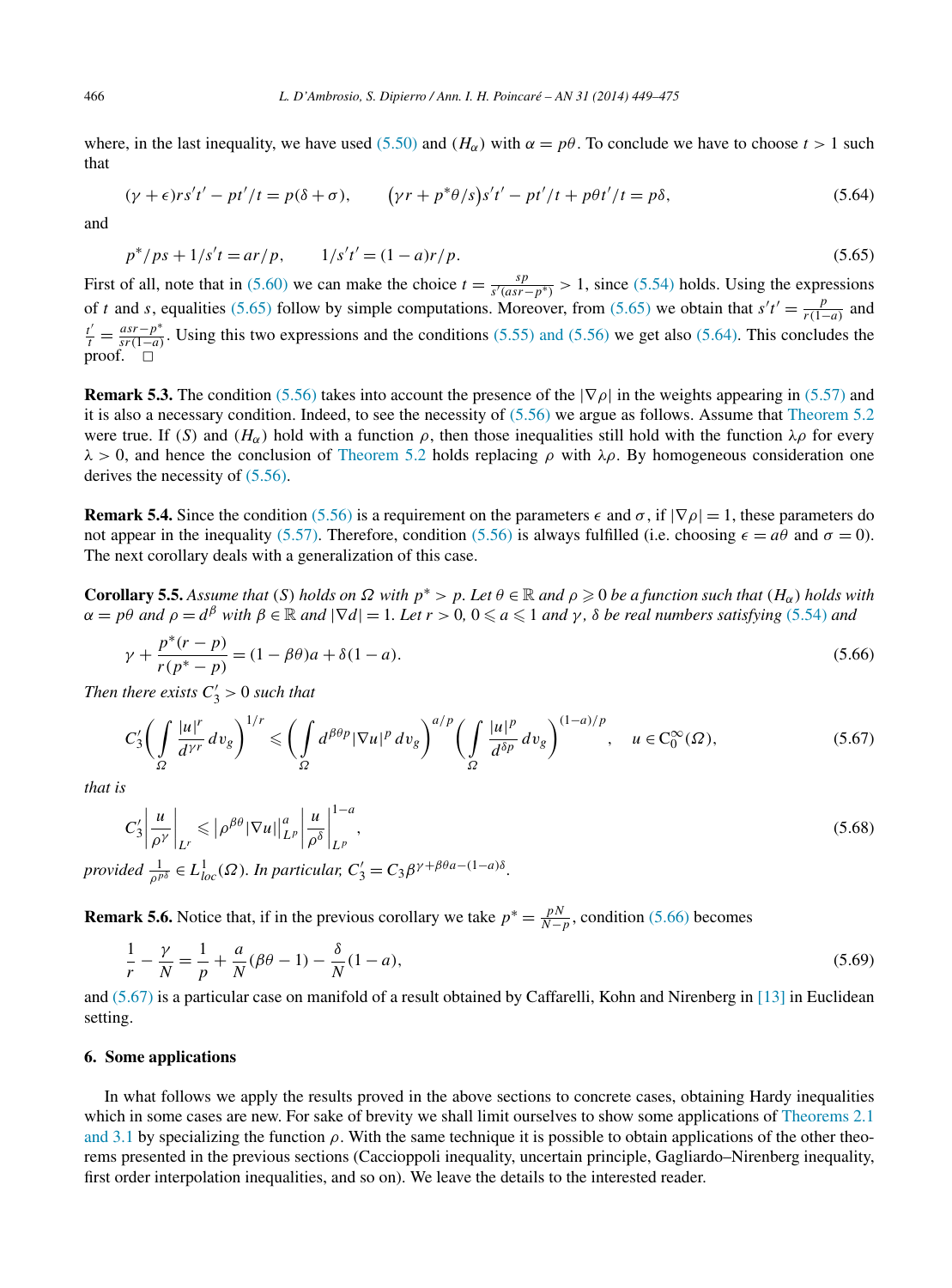where, in the last inequality, we have used (5.50) and $(H_\alpha)$ with $\alpha = p\theta$. To conclude we have to choose $t > 1$ such that

$$(\gamma + \epsilon)rs't' - pt'/t = p(\delta + \sigma), \qquad \left(\gamma r + p^*\theta/s\right)s't' - pt'/t + p\theta t'/t = p\delta, \tag{5.64}$$

and

$$p^*/ps + 1/s't = ar/p, \qquad 1/s't' = (1-a)r/p. \tag{5.65}$$

First of all, note that in (5.60) we can make the choice $t = \frac{sp}{s'(asr-p^*)} > 1$, since (5.54) holds. Using the expressions of $t$ and $s$, equalities (5.65) follow by simple computations. Moreover, from (5.65) we obtain that $s't' = \frac{p}{r(1-a)}$ and $\frac{t'}{t} = \frac{asr-p^*}{sr(1-a)}$. Using this two expressions and the conditions (5.55) and (5.56) we get also (5.64). This concludes the proof. □

**Remark 5.3.** The condition (5.56) takes into account the presence of the $|\nabla\rho|$ in the weights appearing in (5.57) and it is also a necessary condition. Indeed, to see the necessity of (5.56) we argue as follows. Assume that Theorem 5.2 were true. If $(S)$ and $(H_\alpha)$ hold with a function $\rho$, then those inequalities still hold with the function $\lambda\rho$ for every $\lambda > 0$, and hence the conclusion of Theorem 5.2 holds replacing $\rho$ with $\lambda\rho$. By homogeneous consideration one derives the necessity of (5.56).

**Remark 5.4.** Since the condition (5.56) is a requirement on the parameters $\epsilon$ and $\sigma$, if $|\nabla\rho| = 1$, these parameters do not appear in the inequality (5.57). Therefore, condition (5.56) is always fulfilled (i.e. choosing $\epsilon = a\theta$ and $\sigma = 0$). The next corollary deals with a generalization of this case.

**Corollary 5.5.** *Assume that $(S)$ holds on $\Omega$ with $p^* > p$. Let $\theta \in \mathbb{R}$ and $\rho \geqslant 0$ be a function such that $(H_\alpha)$ holds with $\alpha = p\theta$ and $\rho = d^\beta$ with $\beta \in \mathbb{R}$ and $|\nabla d| = 1$. Let $r > 0$, $0 \leqslant a \leqslant 1$ and $\gamma$, $\delta$ be real numbers satisfying (5.54) and*

$$\gamma + \frac{p^*(r-p)}{r(p^*-p)} = (1 - \beta\theta)a + \delta(1-a). \tag{5.66}$$

*Then there exists $C_3' > 0$ such that*

$$C_3'\left(\int_\Omega \frac{|u|^r}{d^{\gamma r}}\,dv_g\right)^{1/r} \leqslant \left(\int_\Omega d^{\beta\theta p}|\nabla u|^p\,dv_g\right)^{a/p}\left(\int_\Omega \frac{|u|^p}{d^{\delta p}}\,dv_g\right)^{(1-a)/p}, \quad u \in C_0^\infty(\Omega), \tag{5.67}$$

*that is*

$$C_3'\left|\frac{u}{\rho^\gamma}\right|_{L^r} \leqslant \left|\rho^{\beta\theta}|\nabla u|\right|_{L^p}^a \left|\frac{u}{\rho^\delta}\right|_{L^p}^{1-a}, \tag{5.68}$$

*provided $\frac{1}{\rho^{p\delta}} \in L^1_{loc}(\Omega)$. In particular, $C_3' = C_3\beta^{\gamma+\beta\theta a-(1-a)\delta}$.*

**Remark 5.6.** Notice that, if in the previous corollary we take $p^* = \frac{pN}{N-p}$, condition (5.66) becomes

$$\frac{1}{r} - \frac{\gamma}{N} = \frac{1}{p} + \frac{a}{N}(\beta\theta - 1) - \frac{\delta}{N}(1-a), \tag{5.69}$$

and (5.67) is a particular case on manifold of a result obtained by Caffarelli, Kohn and Nirenberg in [13] in Euclidean setting.

## 6. Some applications

In what follows we apply the results proved in the above sections to concrete cases, obtaining Hardy inequalities which in some cases are new. For sake of brevity we shall limit ourselves to show some applications of Theorems 2.1 and 3.1 by specializing the function $\rho$. With the same technique it is possible to obtain applications of the other theorems presented in the previous sections (Caccioppoli inequality, uncertain principle, Gagliardo–Nirenberg inequality, first order interpolation inequalities, and so on). We leave the details to the interested reader.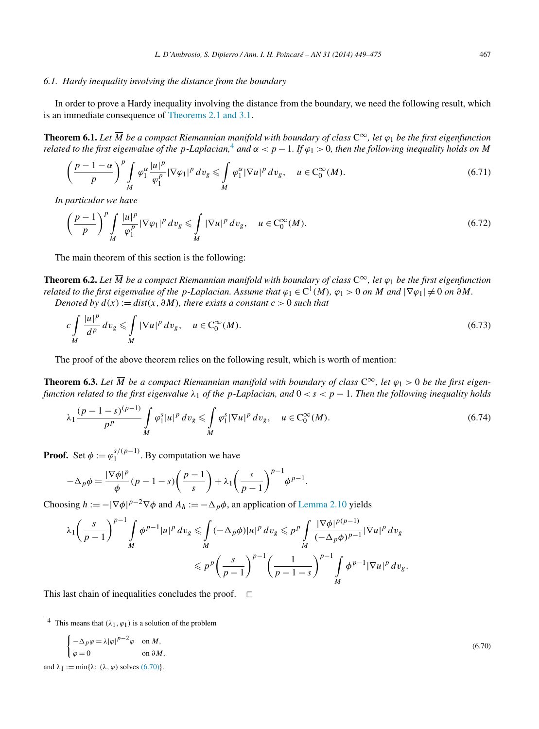### 6.1. Hardy inequality involving the distance from the boundary

In order to prove a Hardy inequality involving the distance from the boundary, we need the following result, which is an immediate consequence of Theorems 2.1 and 3.1.

**Theorem 6.1.** *Let $\overline{M}$ be a compact Riemannian manifold with boundary of class $C^\infty$, let $\varphi_1$ be the first eigenfunction related to the first eigenvalue of the $p$-Laplacian,*[4] *and $\alpha < p-1$. If $\varphi_1 > 0$, then the following inequality holds on $M$*

$$\left(\frac{p-1-\alpha}{p}\right)^p \int_M \varphi_1^\alpha \frac{|u|^p}{\varphi_1^p} |\nabla \varphi_1|^p \, dv_g \leqslant \int_M \varphi_1^\alpha |\nabla u|^p \, dv_g, \quad u \in C_0^\infty(M). \tag{6.71}$$

*In particular we have*

$$\left(\frac{p-1}{p}\right)^p \int_M \frac{|u|^p}{\varphi_1^p} |\nabla \varphi_1|^p \, dv_g \leqslant \int_M |\nabla u|^p \, dv_g, \quad u \in C_0^\infty(M). \tag{6.72}$$

The main theorem of this section is the following:

**Theorem 6.2.** *Let $\overline{M}$ be a compact Riemannian manifold with boundary of class $C^\infty$, let $\varphi_1$ be the first eigenfunction related to the first eigenvalue of the $p$-Laplacian. Assume that $\varphi_1 \in C^1(\overline{M})$, $\varphi_1 > 0$ on $M$ and $|\nabla \varphi_1| \neq 0$ on $\partial M$.*

*Denoted by $d(x) := dist(x, \partial M)$, there exists a constant $c > 0$ such that*

$$c \int_M \frac{|u|^p}{d^p} \, dv_g \leqslant \int_M |\nabla u|^p \, dv_g, \quad u \in C_0^\infty(M). \tag{6.73}$$

The proof of the above theorem relies on the following result, which is worth of mention:

**Theorem 6.3.** *Let $\overline{M}$ be a compact Riemannian manifold with boundary of class $C^\infty$, let $\varphi_1 > 0$ be the first eigenfunction related to the first eigenvalue $\lambda_1$ of the $p$-Laplacian, and $0 < s < p-1$. Then the following inequality holds*

$$\lambda_1 \frac{(p-1-s)^{(p-1)}}{p^p} \int_M \varphi_1^s |u|^p \, dv_g \leqslant \int_M \varphi_1^s |\nabla u|^p \, dv_g, \quad u \in C_0^\infty(M). \tag{6.74}$$

**Proof.** Set $\phi := \varphi_1^{s/(p-1)}$. By computation we have

$$-\Delta_p \phi = \frac{|\nabla \phi|^p}{\phi}(p-1-s)\left(\frac{p-1}{s}\right) + \lambda_1 \left(\frac{s}{p-1}\right)^{p-1} \phi^{p-1}.$$

Choosing $h := -|\nabla \phi|^{p-2} \nabla \phi$ and $A_h := -\Delta_p \phi$, an application of Lemma 2.10 yields

$$\begin{aligned}
\lambda_1 \left(\frac{s}{p-1}\right)^{p-1} \int_M \phi^{p-1} |u|^p \, dv_g &\leqslant \int_M (-\Delta_p \phi) |u|^p \, dv_g \leqslant p^p \int_M \frac{|\nabla \phi|^{p(p-1)}}{(-\Delta_p \phi)^{p-1}} |\nabla u|^p \, dv_g \\
&\leqslant p^p \left(\frac{s}{p-1}\right)^{p-1} \left(\frac{1}{p-1-s}\right)^{p-1} \int_M \phi^{p-1} |\nabla u|^p \, dv_g.
\end{aligned}$$

This last chain of inequalities concludes the proof. $\square$

---

[4] This means that $(\lambda_1, \varphi_1)$ is a solution of the problem

$$\begin{cases} -\Delta_p \varphi = \lambda |\varphi|^{p-2} \varphi & \text{on } M, \\ \varphi = 0 & \text{on } \partial M, \end{cases} \tag{6.70}$$

and $\lambda_1 := \min\{\lambda\colon (\lambda, \varphi) \text{ solves } (6.70)\}$.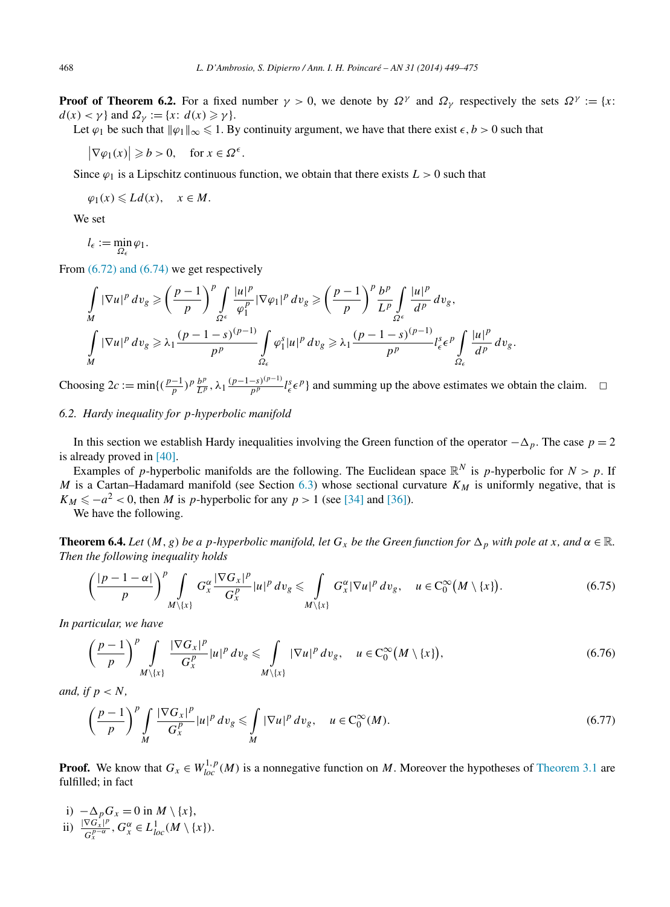**Proof of Theorem 6.2.** For a fixed number $\gamma > 0$, we denote by $\Omega^\gamma$ and $\Omega_\gamma$ respectively the sets $\Omega^\gamma := \{x\colon d(x) < \gamma\}$ and $\Omega_\gamma := \{x\colon d(x) \geqslant \gamma\}$.

Let $\varphi_1$ be such that $\|\varphi_1\|_\infty \leqslant 1$. By continuity argument, we have that there exist $\epsilon, b > 0$ such that

$$\left|\nabla\varphi_1(x)\right| \geqslant b > 0, \quad \text{for } x \in \Omega^\epsilon.$$

Since $\varphi_1$ is a Lipschitz continuous function, we obtain that there exists $L > 0$ such that

$$\varphi_1(x) \leqslant L d(x), \quad x \in M.$$

We set

$$l_\epsilon := \min_{\Omega_\epsilon} \varphi_1.$$

From (6.72) and (6.74) we get respectively

$$\int_M |\nabla u|^p \, dv_g \geqslant \left(\frac{p-1}{p}\right)^p \int_{\Omega^\epsilon} \frac{|u|^p}{\varphi_1^p} |\nabla\varphi_1|^p \, dv_g \geqslant \left(\frac{p-1}{p}\right)^p \frac{b^p}{L^p} \int_{\Omega^\epsilon} \frac{|u|^p}{d^p} \, dv_g,$$

$$\int_M |\nabla u|^p \, dv_g \geqslant \lambda_1 \frac{(p-1-s)^{(p-1)}}{p^p} \int_{\Omega_\epsilon} \varphi_1^s |u|^p \, dv_g \geqslant \lambda_1 \frac{(p-1-s)^{(p-1)}}{p^p} l_\epsilon^s \epsilon^p \int_{\Omega_\epsilon} \frac{|u|^p}{d^p} \, dv_g.$$

Choosing $2c := \min\{(\frac{p-1}{p})^p \frac{b^p}{L^p}, \lambda_1 \frac{(p-1-s)^{(p-1)}}{p^p} l_\epsilon^s \epsilon^p\}$ and summing up the above estimates we obtain the claim. $\square$

### 6.2. Hardy inequality for $p$-hyperbolic manifold

In this section we establish Hardy inequalities involving the Green function of the operator $-\Delta_p$. The case $p = 2$ is already proved in [40].

Examples of $p$-hyperbolic manifolds are the following. The Euclidean space $\mathbb{R}^N$ is $p$-hyperbolic for $N > p$. If $M$ is a Cartan–Hadamard manifold (see Section 6.3) whose sectional curvature $K_M$ is uniformly negative, that is $K_M \leqslant -a^2 < 0$, then $M$ is $p$-hyperbolic for any $p > 1$ (see [34] and [36]).

We have the following.

**Theorem 6.4.** *Let $(M, g)$ be a $p$-hyperbolic manifold, let $G_x$ be the Green function for $\Delta_p$ with pole at $x$, and $\alpha \in \mathbb{R}$. Then the following inequality holds*

$$\left(\frac{|p-1-\alpha|}{p}\right)^p \int_{M\setminus\{x\}} G_x^\alpha \frac{|\nabla G_x|^p}{G_x^p} |u|^p \, dv_g \leqslant \int_{M\setminus\{x\}} G_x^\alpha |\nabla u|^p \, dv_g, \quad u \in C_0^\infty\big(M \setminus \{x\}\big). \tag{6.75}$$

*In particular, we have*

$$\left(\frac{p-1}{p}\right)^p \int_{M\setminus\{x\}} \frac{|\nabla G_x|^p}{G_x^p} |u|^p \, dv_g \leqslant \int_{M\setminus\{x\}} |\nabla u|^p \, dv_g, \quad u \in C_0^\infty\big(M \setminus \{x\}\big), \tag{6.76}$$

*and, if $p < N$,*

$$\left(\frac{p-1}{p}\right)^p \int_M \frac{|\nabla G_x|^p}{G_x^p} |u|^p \, dv_g \leqslant \int_M |\nabla u|^p \, dv_g, \quad u \in C_0^\infty(M). \tag{6.77}$$

**Proof.** We know that $G_x \in W^{1,p}_{loc}(M)$ is a nonnegative function on $M$. Moreover the hypotheses of Theorem 3.1 are fulfilled; in fact

i) $-\Delta_p G_x = 0$ in $M \setminus \{x\}$,
ii) $\frac{|\nabla G_x|^p}{G_x^{p-\alpha}}, G_x^\alpha \in L^1_{loc}(M \setminus \{x\})$.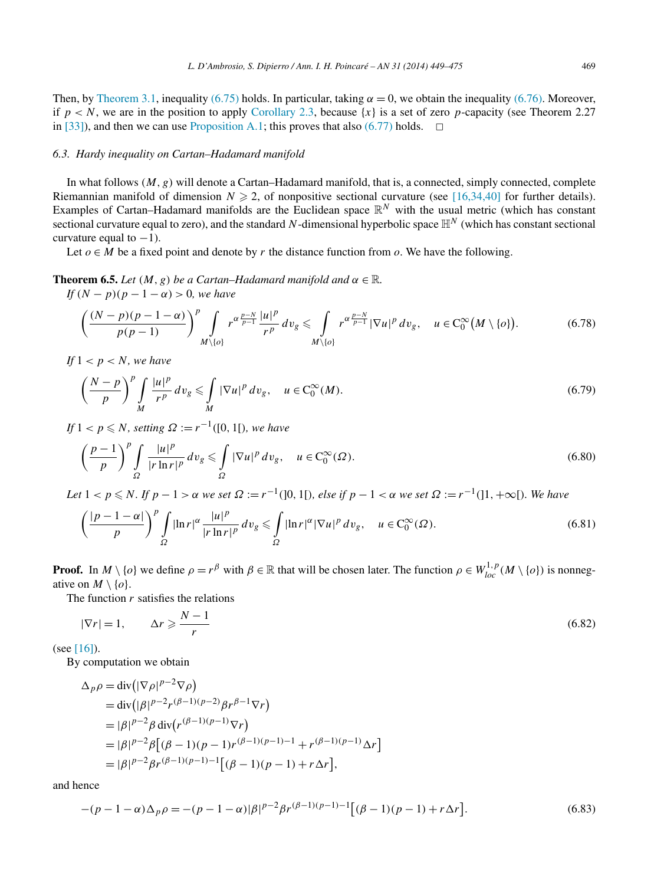Then, by Theorem 3.1, inequality (6.75) holds. In particular, taking $\alpha = 0$, we obtain the inequality (6.76). Moreover, if $p < N$, we are in the position to apply Corollary 2.3, because $\{x\}$ is a set of zero $p$-capacity (see Theorem 2.27 in [33]), and then we can use Proposition A.1; this proves that also (6.77) holds. □

### 6.3. Hardy inequality on Cartan–Hadamard manifold

In what follows $(M, g)$ will denote a Cartan–Hadamard manifold, that is, a connected, simply connected, complete Riemannian manifold of dimension $N \geqslant 2$, of nonpositive sectional curvature (see [16,34,40] for further details). Examples of Cartan–Hadamard manifolds are the Euclidean space $\mathbb{R}^N$ with the usual metric (which has constant sectional curvature equal to zero), and the standard $N$-dimensional hyperbolic space $\mathbb{H}^N$ (which has constant sectional curvature equal to $-1$).

Let $o \in M$ be a fixed point and denote by $r$ the distance function from $o$. We have the following.

**Theorem 6.5.** *Let $(M, g)$ be a Cartan–Hadamard manifold and $\alpha \in \mathbb{R}$.*

*If $(N-p)(p-1-\alpha) > 0$, we have*

$$\left(\frac{(N-p)(p-1-\alpha)}{p(p-1)}\right)^p \int\limits_{M\setminus\{o\}} r^{\alpha\frac{p-N}{p-1}} \frac{|u|^p}{r^p}\, dv_g \leqslant \int\limits_{M\setminus\{o\}} r^{\alpha\frac{p-N}{p-1}} |\nabla u|^p\, dv_g, \quad u \in C_0^\infty\big(M\setminus\{o\}\big). \tag{6.78}$$

*If $1 < p < N$, we have*

$$\left(\frac{N-p}{p}\right)^p \int\limits_M \frac{|u|^p}{r^p}\, dv_g \leqslant \int\limits_M |\nabla u|^p\, dv_g, \quad u \in C_0^\infty(M). \tag{6.79}$$

*If $1 < p \leqslant N$, setting $\Omega := r^{-1}([0,1[)$, we have*

$$\left(\frac{p-1}{p}\right)^p \int\limits_\Omega \frac{|u|^p}{|r\ln r|^p}\, dv_g \leqslant \int\limits_\Omega |\nabla u|^p\, dv_g, \quad u \in C_0^\infty(\Omega). \tag{6.80}$$

*Let $1 < p \leqslant N$. If $p-1 > \alpha$ we set $\Omega := r^{-1}(]0,1[)$, else if $p-1 < \alpha$ we set $\Omega := r^{-1}(]1,+\infty[)$. We have*

$$\left(\frac{|p-1-\alpha|}{p}\right)^p \int\limits_\Omega |\ln r|^\alpha \frac{|u|^p}{|r\ln r|^p}\, dv_g \leqslant \int\limits_\Omega |\ln r|^\alpha |\nabla u|^p\, dv_g, \quad u \in C_0^\infty(\Omega). \tag{6.81}$$

**Proof.** In $M\setminus\{o\}$ we define $\rho = r^\beta$ with $\beta \in \mathbb{R}$ that will be chosen later. The function $\rho \in W^{1,p}_{loc}(M\setminus\{o\})$ is nonnegative on $M\setminus\{o\}$.

The function $r$ satisfies the relations

$$|\nabla r| = 1, \qquad \Delta r \geqslant \frac{N-1}{r} \tag{6.82}$$

(see [16]).

By computation we obtain

$$\begin{aligned}
\Delta_p \rho &= \operatorname{div}\big(|\nabla\rho|^{p-2}\nabla\rho\big) \\
&= \operatorname{div}\big(|\beta|^{p-2} r^{(\beta-1)(p-2)} \beta r^{\beta-1}\nabla r\big) \\
&= |\beta|^{p-2}\beta \operatorname{div}\big(r^{(\beta-1)(p-1)}\nabla r\big) \\
&= |\beta|^{p-2}\beta\big[(\beta-1)(p-1) r^{(\beta-1)(p-1)-1} + r^{(\beta-1)(p-1)}\Delta r\big] \\
&= |\beta|^{p-2}\beta r^{(\beta-1)(p-1)-1}\big[(\beta-1)(p-1) + r\Delta r\big],
\end{aligned}$$

and hence

$$-(p-1-\alpha)\Delta_p\rho = -(p-1-\alpha)|\beta|^{p-2}\beta r^{(\beta-1)(p-1)-1}\big[(\beta-1)(p-1) + r\Delta r\big]. \tag{6.83}$$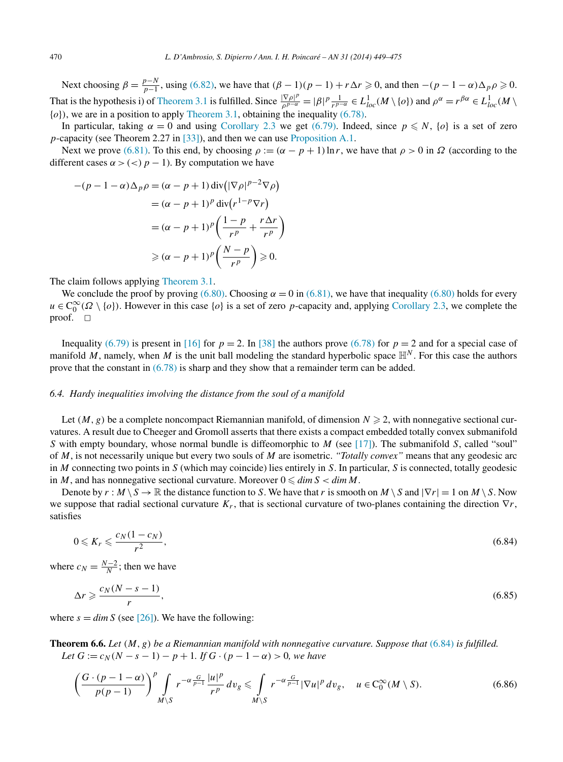Next choosing $\beta = \frac{p-N}{p-1}$, using (6.82), we have that $(\beta - 1)(p-1) + r\Delta r \geqslant 0$, and then $-(p-1-\alpha)\Delta_p \rho \geqslant 0$. That is the hypothesis i) of Theorem 3.1 is fulfilled. Since $\frac{|\nabla \rho|^p}{\rho^{p-\alpha}} = |\beta|^p \frac{1}{r^{p-\alpha}} \in L^1_{loc}(M \setminus \{o\})$ and $\rho^\alpha = r^{\beta\alpha} \in L^1_{loc}(M \setminus \{o\})$, we are in a position to apply Theorem 3.1, obtaining the inequality (6.78).

In particular, taking $\alpha = 0$ and using Corollary 2.3 we get (6.79). Indeed, since $p \leqslant N$, $\{o\}$ is a set of zero $p$-capacity (see Theorem 2.27 in [33]), and then we can use Proposition A.1.

Next we prove (6.81). To this end, by choosing $\rho := (\alpha - p + 1)\ln r$, we have that $\rho > 0$ in $\Omega$ (according to the different cases $\alpha > (<)\ p-1$). By computation we have

$$
\begin{aligned}
-(p-1-\alpha)\Delta_p \rho &= (\alpha - p + 1)\operatorname{div}\left(|\nabla \rho|^{p-2}\nabla \rho\right) \\
&= (\alpha - p + 1)^p \operatorname{div}\left(r^{1-p}\nabla r\right) \\
&= (\alpha - p + 1)^p \left(\frac{1-p}{r^p} + \frac{r\Delta r}{r^p}\right) \\
&\geqslant (\alpha - p + 1)^p \left(\frac{N-p}{r^p}\right) \geqslant 0.
\end{aligned}
$$

The claim follows applying Theorem 3.1.

We conclude the proof by proving (6.80). Choosing $\alpha = 0$ in (6.81), we have that inequality (6.80) holds for every $u \in C_0^\infty(\Omega \setminus \{o\})$. However in this case $\{o\}$ is a set of zero $p$-capacity and, applying Corollary 2.3, we complete the proof. $\square$

Inequality (6.79) is present in [16] for $p = 2$. In [38] the authors prove (6.78) for $p = 2$ and for a special case of manifold $M$, namely, when $M$ is the unit ball modeling the standard hyperbolic space $\mathbb{H}^N$. For this case the authors prove that the constant in (6.78) is sharp and they show that a remainder term can be added.

### 6.4. Hardy inequalities involving the distance from the soul of a manifold

Let $(M, g)$ be a complete noncompact Riemannian manifold, of dimension $N \geqslant 2$, with nonnegative sectional curvatures. A result due to Cheeger and Gromoll asserts that there exists a compact embedded totally convex submanifold $S$ with empty boundary, whose normal bundle is diffeomorphic to $M$ (see [17]). The submanifold $S$, called "soul" of $M$, is not necessarily unique but every two souls of $M$ are isometric. *"Totally convex"* means that any geodesic arc in $M$ connecting two points in $S$ (which may coincide) lies entirely in $S$. In particular, $S$ is connected, totally geodesic in $M$, and has nonnegative sectional curvature. Moreover $0 \leqslant \dim S < \dim M$.

Denote by $r : M \setminus S \to \mathbb{R}$ the distance function to $S$. We have that $r$ is smooth on $M \setminus S$ and $|\nabla r| = 1$ on $M \setminus S$. Now we suppose that radial sectional curvature $K_r$, that is sectional curvature of two-planes containing the direction $\nabla r$, satisfies

$$
0 \leqslant K_r \leqslant \frac{c_N(1 - c_N)}{r^2}, \tag{6.84}
$$

where $c_N = \frac{N-2}{N}$; then we have

$$
\Delta r \geqslant \frac{c_N(N - s - 1)}{r}, \tag{6.85}
$$

where $s = \dim S$ (see [26]). We have the following:

**Theorem 6.6.** *Let $(M, g)$ be a Riemannian manifold with nonnegative curvature. Suppose that (6.84) is fulfilled. Let $G := c_N(N - s - 1) - p + 1$. If $G \cdot (p - 1 - \alpha) > 0$, we have*

$$
\left(\frac{G \cdot (p - 1 - \alpha)}{p(p-1)}\right)^p \int\limits_{M \setminus S} r^{-\alpha \frac{G}{p-1}} \frac{|u|^p}{r^p}\, dv_g \leqslant \int\limits_{M \setminus S} r^{-\alpha \frac{G}{p-1}} |\nabla u|^p\, dv_g, \quad u \in C_0^\infty(M \setminus S). \tag{6.86}
$$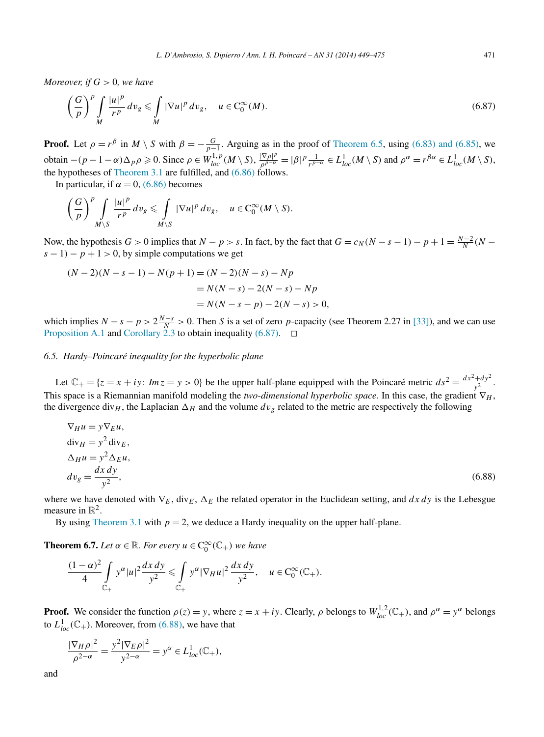*Moreover, if $G > 0$, we have*

$$\left(\frac{G}{p}\right)^p \int\limits_M \frac{|u|^p}{r^p}\, dv_g \leqslant \int\limits_M |\nabla u|^p\, dv_g, \quad u \in C_0^\infty(M). \tag{6.87}$$

**Proof.** Let $\rho = r^\beta$ in $M \setminus S$ with $\beta = -\frac{G}{p-1}$. Arguing as in the proof of Theorem 6.5, using (6.83) and (6.85), we obtain $-(p-1-\alpha)\Delta_p \rho \geqslant 0$. Since $\rho \in W^{1,p}_{loc}(M \setminus S)$, $\frac{|\nabla \rho|^p}{\rho^{p-\alpha}} = |\beta|^p \frac{1}{r^{p-\alpha}} \in L^1_{loc}(M \setminus S)$ and $\rho^\alpha = r^{\beta\alpha} \in L^1_{loc}(M \setminus S)$, the hypotheses of Theorem 3.1 are fulfilled, and (6.86) follows.

In particular, if $\alpha = 0$, (6.86) becomes

$$\left(\frac{G}{p}\right)^p \int\limits_{M\setminus S} \frac{|u|^p}{r^p}\, dv_g \leqslant \int\limits_{M\setminus S} |\nabla u|^p\, dv_g, \quad u \in C_0^\infty(M \setminus S).$$

Now, the hypothesis $G > 0$ implies that $N - p > s$. In fact, by the fact that $G = c_N(N-s-1) - p + 1 = \frac{N-2}{N}(N - s - 1) - p + 1 > 0$, by simple computations we get

$$\begin{aligned}(N-2)(N-s-1) - N(p+1) &= (N-2)(N-s) - Np \\ &= N(N-s) - 2(N-s) - Np \\ &= N(N-s-p) - 2(N-s) > 0,\end{aligned}$$

which implies $N - s - p > 2\frac{N-s}{N} > 0$. Then $S$ is a set of zero $p$-capacity (see Theorem 2.27 in [33]), and we can use Proposition A.1 and Corollary 2.3 to obtain inequality (6.87). $\square$

### 6.5. Hardy–Poincaré inequality for the hyperbolic plane

Let $\mathbb{C}_+ = \{z = x + iy\colon Im z = y > 0\}$ be the upper half-plane equipped with the Poincaré metric $ds^2 = \frac{dx^2+dy^2}{y^2}$. This space is a Riemannian manifold modeling the *two-dimensional hyperbolic space*. In this case, the gradient $\nabla_H$, the divergence $\mathrm{div}_H$, the Laplacian $\Delta_H$ and the volume $dv_g$ related to the metric are respectively the following

$$\begin{aligned}&\nabla_H u = y\nabla_E u,\\ &\mathrm{div}_H = y^2\,\mathrm{div}_E,\\ &\Delta_H u = y^2\Delta_E u,\\ &dv_g = \frac{dx\,dy}{y^2},\end{aligned} \tag{6.88}$$

where we have denoted with $\nabla_E$, $\mathrm{div}_E$, $\Delta_E$ the related operator in the Euclidean setting, and $dx\,dy$ is the Lebesgue measure in $\mathbb{R}^2$.

By using Theorem 3.1 with $p = 2$, we deduce a Hardy inequality on the upper half-plane.

**Theorem 6.7.** *Let $\alpha \in \mathbb{R}$. For every $u \in C_0^\infty(\mathbb{C}_+)$ we have*

$$\frac{(1-\alpha)^2}{4} \int\limits_{\mathbb{C}_+} y^\alpha |u|^2 \frac{dx\,dy}{y^2} \leqslant \int\limits_{\mathbb{C}_+} y^\alpha |\nabla_H u|^2 \frac{dx\,dy}{y^2}, \quad u \in C_0^\infty(\mathbb{C}_+).$$

**Proof.** We consider the function $\rho(z) = y$, where $z = x + iy$. Clearly, $\rho$ belongs to $W^{1,2}_{loc}(\mathbb{C}_+)$, and $\rho^\alpha = y^\alpha$ belongs to $L^1_{loc}(\mathbb{C}_+)$. Moreover, from (6.88), we have that

$$\frac{|\nabla_H \rho|^2}{\rho^{2-\alpha}} = \frac{y^2|\nabla_E \rho|^2}{y^{2-\alpha}} = y^\alpha \in L^1_{loc}(\mathbb{C}_+),$$

and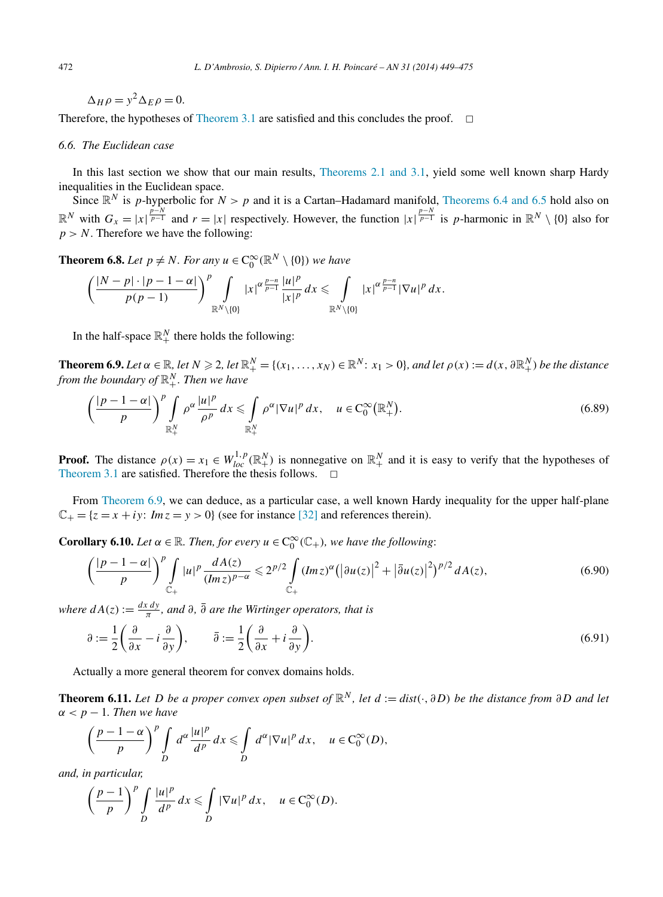$$\Delta_H \rho = y^2 \Delta_E \rho = 0.$$

Therefore, the hypotheses of Theorem 3.1 are satisfied and this concludes the proof. $\square$

### 6.6. The Euclidean case

In this last section we show that our main results, Theorems 2.1 and 3.1, yield some well known sharp Hardy inequalities in the Euclidean space.

Since $\mathbb{R}^N$ is $p$-hyperbolic for $N > p$ and it is a Cartan–Hadamard manifold, Theorems 6.4 and 6.5 hold also on $\mathbb{R}^N$ with $G_x = |x|^{\frac{p-N}{p-1}}$ and $r = |x|$ respectively. However, the function $|x|^{\frac{p-N}{p-1}}$ is $p$-harmonic in $\mathbb{R}^N \setminus \{0\}$ also for $p > N$. Therefore we have the following:

**Theorem 6.8.** *Let $p \neq N$. For any $u \in C_0^\infty(\mathbb{R}^N \setminus \{0\})$ we have*

$$\left(\frac{|N-p| \cdot |p-1-\alpha|}{p(p-1)}\right)^p \int\limits_{\mathbb{R}^N \setminus \{0\}} |x|^{\alpha \frac{p-n}{p-1}} \frac{|u|^p}{|x|^p}\, dx \leqslant \int\limits_{\mathbb{R}^N \setminus \{0\}} |x|^{\alpha \frac{p-n}{p-1}} |\nabla u|^p \, dx.$$

In the half-space $\mathbb{R}^N_+$ there holds the following:

**Theorem 6.9.** *Let $\alpha \in \mathbb{R}$, let $N \geqslant 2$, let $\mathbb{R}^N_+ = \{(x_1, \dots, x_N) \in \mathbb{R}^N \colon x_1 > 0\}$, and let $\rho(x) := d(x, \partial\mathbb{R}^N_+)$ be the distance from the boundary of $\mathbb{R}^N_+$. Then we have*

$$\left(\frac{|p-1-\alpha|}{p}\right)^p \int\limits_{\mathbb{R}^N_+} \rho^\alpha \frac{|u|^p}{\rho^p}\, dx \leqslant \int\limits_{\mathbb{R}^N_+} \rho^\alpha |\nabla u|^p \, dx, \quad u \in C_0^\infty(\mathbb{R}^N_+). \tag{6.89}$$

**Proof.** The distance $\rho(x) = x_1 \in W^{1,p}_{loc}(\mathbb{R}^N_+)$ is nonnegative on $\mathbb{R}^N_+$ and it is easy to verify that the hypotheses of Theorem 3.1 are satisfied. Therefore the thesis follows. $\square$

From Theorem 6.9, we can deduce, as a particular case, a well known Hardy inequality for the upper half-plane $\mathbb{C}_+ = \{z = x + iy \colon Im\, z = y > 0\}$ (see for instance [32] and references therein).

**Corollary 6.10.** *Let $\alpha \in \mathbb{R}$. Then, for every $u \in C_0^\infty(\mathbb{C}_+)$, we have the following:*

$$\left(\frac{|p-1-\alpha|}{p}\right)^p \int\limits_{\mathbb{C}_+} |u|^p \frac{dA(z)}{(Im\, z)^{p-\alpha}} \leqslant 2^{p/2} \int\limits_{\mathbb{C}_+} (Im\, z)^\alpha \left(\left|\partial u(z)\right|^2 + \left|\bar{\partial} u(z)\right|^2\right)^{p/2} dA(z), \tag{6.90}$$

*where $dA(z) := \frac{dx\, dy}{\pi}$, and $\partial$, $\bar{\partial}$ are the Wirtinger operators, that is*

$$\partial := \frac{1}{2}\left(\frac{\partial}{\partial x} - i\frac{\partial}{\partial y}\right), \qquad \bar{\partial} := \frac{1}{2}\left(\frac{\partial}{\partial x} + i\frac{\partial}{\partial y}\right). \tag{6.91}$$

Actually a more general theorem for convex domains holds.

**Theorem 6.11.** *Let $D$ be a proper convex open subset of $\mathbb{R}^N$, let $d := dist(\cdot, \partial D)$ be the distance from $\partial D$ and let $\alpha < p - 1$. Then we have*

$$\left(\frac{p-1-\alpha}{p}\right)^p \int\limits_D d^\alpha \frac{|u|^p}{d^p}\, dx \leqslant \int\limits_D d^\alpha |\nabla u|^p \, dx, \quad u \in C_0^\infty(D),$$

*and, in particular,*

$$\left(\frac{p-1}{p}\right)^p \int\limits_D \frac{|u|^p}{d^p}\, dx \leqslant \int\limits_D |\nabla u|^p \, dx, \quad u \in C_0^\infty(D).$$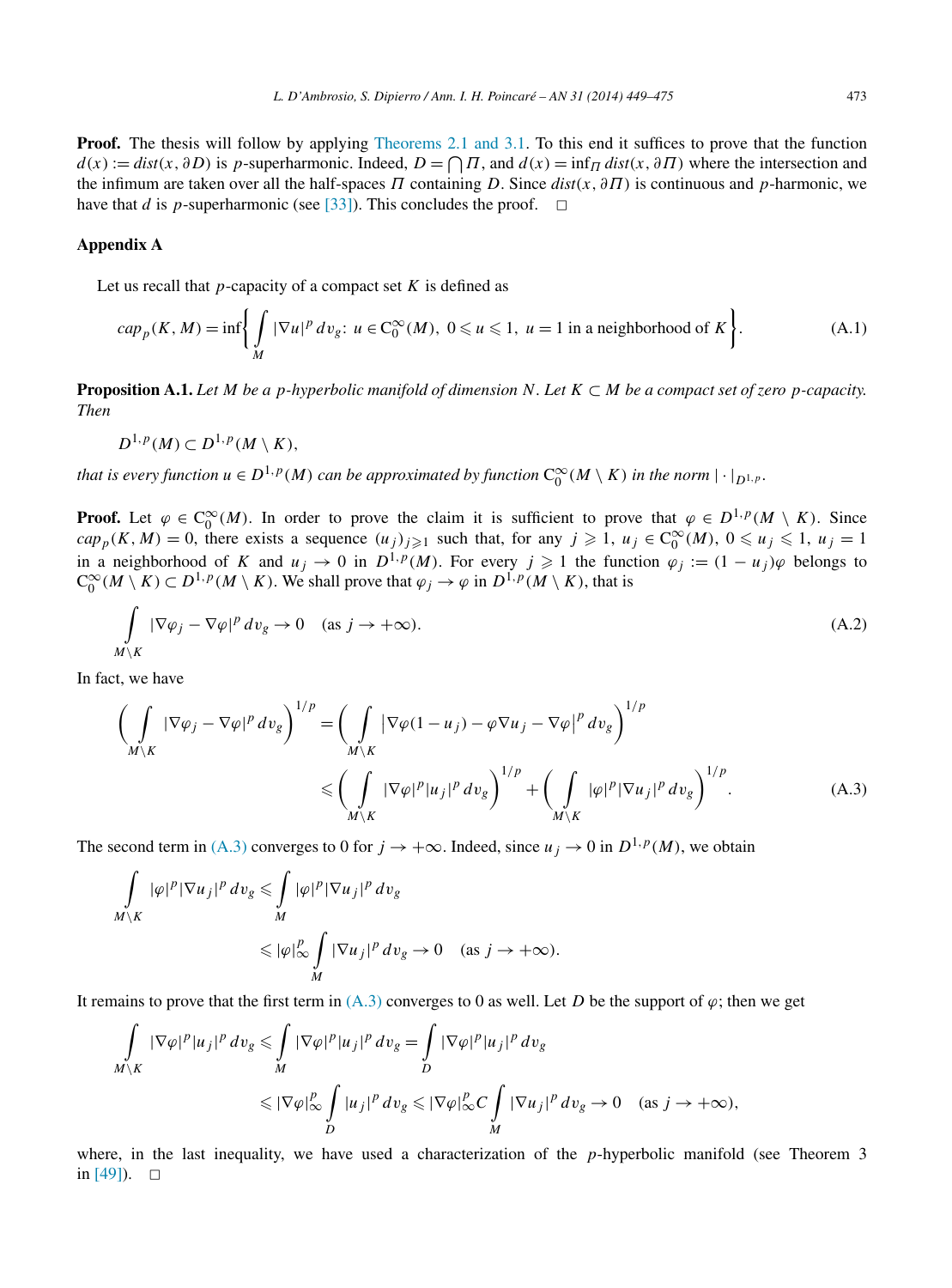**Proof.** The thesis will follow by applying Theorems 2.1 and 3.1. To this end it suffices to prove that the function $d(x) := dist(x, \partial D)$ is $p$-superharmonic. Indeed, $D = \bigcap \Pi$, and $d(x) = \inf_\Pi dist(x, \partial\Pi)$ where the intersection and the infimum are taken over all the half-spaces $\Pi$ containing $D$. Since $dist(x, \partial\Pi)$ is continuous and $p$-harmonic, we have that $d$ is $p$-superharmonic (see [33]). This concludes the proof. □

## Appendix A

Let us recall that $p$-capacity of a compact set $K$ is defined as

$$cap_p(K, M) = \inf\left\{ \int_M |\nabla u|^p \, dv_g \colon u \in C_0^\infty(M),\ 0 \leqslant u \leqslant 1,\ u = 1 \text{ in a neighborhood of } K \right\}. \tag{A.1}$$

**Proposition A.1.** *Let $M$ be a $p$-hyperbolic manifold of dimension $N$. Let $K \subset M$ be a compact set of zero $p$-capacity. Then*

$$D^{1,p}(M) \subset D^{1,p}(M \setminus K),$$

*that is every function $u \in D^{1,p}(M)$ can be approximated by function $C_0^\infty(M \setminus K)$ in the norm $|\cdot|_{D^{1,p}}$.*

**Proof.** Let $\varphi \in C_0^\infty(M)$. In order to prove the claim it is sufficient to prove that $\varphi \in D^{1,p}(M \setminus K)$. Since $cap_p(K, M) = 0$, there exists a sequence $(u_j)_{j\geqslant 1}$ such that, for any $j \geqslant 1$, $u_j \in C_0^\infty(M)$, $0 \leqslant u_j \leqslant 1$, $u_j = 1$ in a neighborhood of $K$ and $u_j \to 0$ in $D^{1,p}(M)$. For every $j \geqslant 1$ the function $\varphi_j := (1 - u_j)\varphi$ belongs to $C_0^\infty(M \setminus K) \subset D^{1,p}(M \setminus K)$. We shall prove that $\varphi_j \to \varphi$ in $D^{1,p}(M \setminus K)$, that is

$$\int_{M\setminus K} |\nabla\varphi_j - \nabla\varphi|^p \, dv_g \to 0 \quad (\text{as } j \to +\infty). \tag{A.2}$$

In fact, we have

$$\begin{aligned}
\left( \int_{M\setminus K} |\nabla\varphi_j - \nabla\varphi|^p \, dv_g \right)^{1/p} &= \left( \int_{M\setminus K} \left|\nabla\varphi(1 - u_j) - \varphi\nabla u_j - \nabla\varphi\right|^p \, dv_g \right)^{1/p} \\
&\leqslant \left( \int_{M\setminus K} |\nabla\varphi|^p |u_j|^p \, dv_g \right)^{1/p} + \left( \int_{M\setminus K} |\varphi|^p |\nabla u_j|^p \, dv_g \right)^{1/p}.
\end{aligned} \tag{A.3}$$

The second term in (A.3) converges to 0 for $j \to +\infty$. Indeed, since $u_j \to 0$ in $D^{1,p}(M)$, we obtain

$$\begin{aligned}
\int_{M\setminus K} |\varphi|^p |\nabla u_j|^p \, dv_g &\leqslant \int_M |\varphi|^p |\nabla u_j|^p \, dv_g \\
&\leqslant |\varphi|_\infty^p \int_M |\nabla u_j|^p \, dv_g \to 0 \quad (\text{as } j \to +\infty).
\end{aligned}$$

It remains to prove that the first term in (A.3) converges to 0 as well. Let $D$ be the support of $\varphi$; then we get

$$\begin{aligned}
\int_{M\setminus K} |\nabla\varphi|^p |u_j|^p \, dv_g &\leqslant \int_M |\nabla\varphi|^p |u_j|^p \, dv_g = \int_D |\nabla\varphi|^p |u_j|^p \, dv_g \\
&\leqslant |\nabla\varphi|_\infty^p \int_D |u_j|^p \, dv_g \leqslant |\nabla\varphi|_\infty^p C \int_M |\nabla u_j|^p \, dv_g \to 0 \quad (\text{as } j \to +\infty),
\end{aligned}$$

where, in the last inequality, we have used a characterization of the $p$-hyperbolic manifold (see Theorem 3 in [49]). □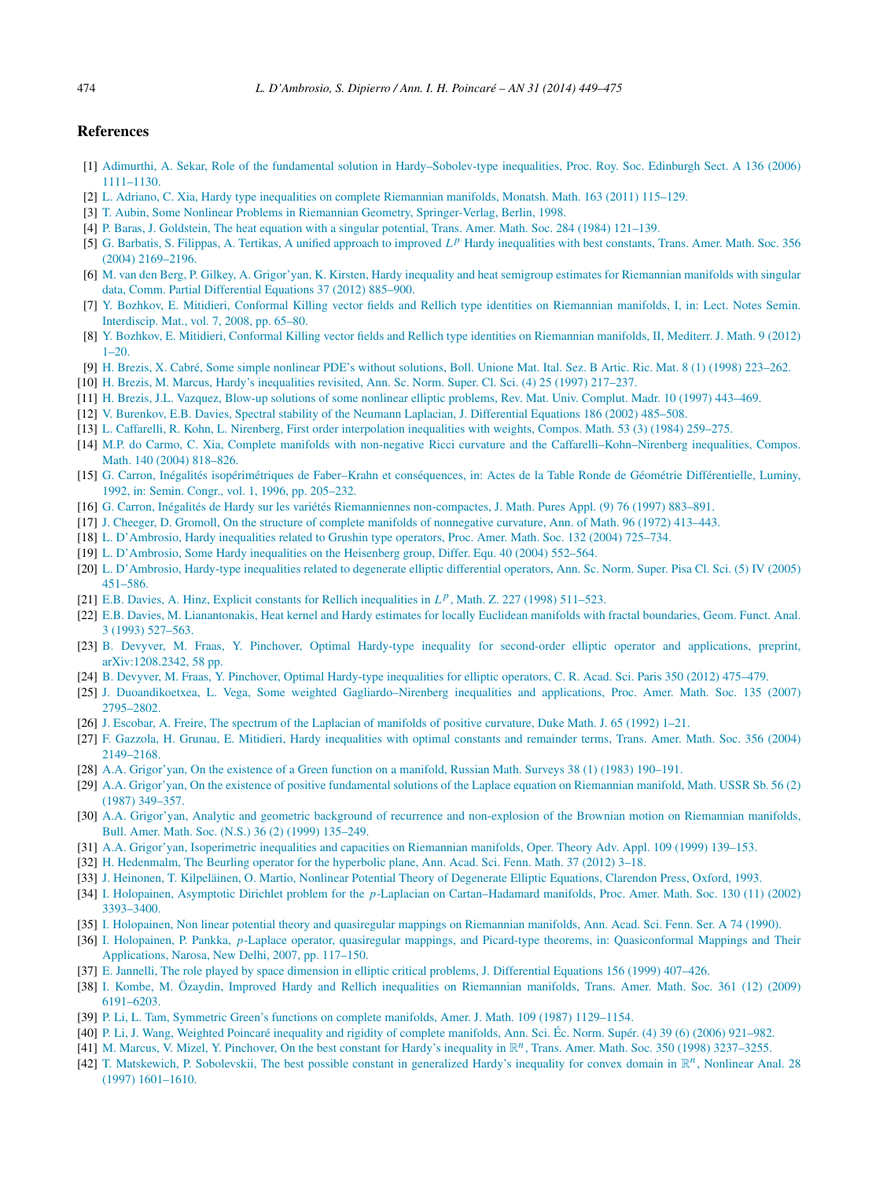## References

[1] Adimurthi, A. Sekar, Role of the fundamental solution in Hardy–Sobolev-type inequalities, Proc. Roy. Soc. Edinburgh Sect. A 136 (2006) 1111–1130.

[2] L. Adriano, C. Xia, Hardy type inequalities on complete Riemannian manifolds, Monatsh. Math. 163 (2011) 115–129.

[3] T. Aubin, Some Nonlinear Problems in Riemannian Geometry, Springer-Verlag, Berlin, 1998.

[4] P. Baras, J. Goldstein, The heat equation with a singular potential, Trans. Amer. Math. Soc. 284 (1984) 121–139.

[5] G. Barbatis, S. Filippas, A. Tertikas, A unified approach to improved $L^p$ Hardy inequalities with best constants, Trans. Amer. Math. Soc. 356 (2004) 2169–2196.

[6] M. van den Berg, P. Gilkey, A. Grigor'yan, K. Kirsten, Hardy inequality and heat semigroup estimates for Riemannian manifolds with singular data, Comm. Partial Differential Equations 37 (2012) 885–900.

[7] Y. Bozhkov, E. Mitidieri, Conformal Killing vector fields and Rellich type identities on Riemannian manifolds, I, in: Lect. Notes Semin. Interdiscip. Mat., vol. 7, 2008, pp. 65–80.

[8] Y. Bozhkov, E. Mitidieri, Conformal Killing vector fields and Rellich type identities on Riemannian manifolds, II, Mediterr. J. Math. 9 (2012) 1–20.

[9] H. Brezis, X. Cabré, Some simple nonlinear PDE's without solutions, Boll. Unione Mat. Ital. Sez. B Artic. Ric. Mat. 8 (1) (1998) 223–262.

[10] H. Brezis, M. Marcus, Hardy's inequalities revisited, Ann. Sc. Norm. Super. Cl. Sci. (4) 25 (1997) 217–237.

[11] H. Brezis, J.L. Vazquez, Blow-up solutions of some nonlinear elliptic problems, Rev. Mat. Univ. Complut. Madr. 10 (1997) 443–469.

[12] V. Burenkov, E.B. Davies, Spectral stability of the Neumann Laplacian, J. Differential Equations 186 (2002) 485–508.

[13] L. Caffarelli, R. Kohn, L. Nirenberg, First order interpolation inequalities with weights, Compos. Math. 53 (3) (1984) 259–275.

[14] M.P. do Carmo, C. Xia, Complete manifolds with non-negative Ricci curvature and the Caffarelli–Kohn–Nirenberg inequalities, Compos. Math. 140 (2004) 818–826.

[15] G. Carron, Inégalités isopérimétriques de Faber–Krahn et conséquences, in: Actes de la Table Ronde de Géométrie Différentielle, Luminy, 1992, in: Semin. Congr., vol. 1, 1996, pp. 205–232.

[16] G. Carron, Inégalités de Hardy sur les variétés Riemanniennes non-compactes, J. Math. Pures Appl. (9) 76 (1997) 883–891.

[17] J. Cheeger, D. Gromoll, On the structure of complete manifolds of nonnegative curvature, Ann. of Math. 96 (1972) 413–443.

[18] L. D'Ambrosio, Hardy inequalities related to Grushin type operators, Proc. Amer. Math. Soc. 132 (2004) 725–734.

[19] L. D'Ambrosio, Some Hardy inequalities on the Heisenberg group, Differ. Equ. 40 (2004) 552–564.

[20] L. D'Ambrosio, Hardy-type inequalities related to degenerate elliptic differential operators, Ann. Sc. Norm. Super. Pisa Cl. Sci. (5) IV (2005) 451–586.

[21] E.B. Davies, A. Hinz, Explicit constants for Rellich inequalities in $L^p$, Math. Z. 227 (1998) 511–523.

[22] E.B. Davies, M. Lianantonakis, Heat kernel and Hardy estimates for locally Euclidean manifolds with fractal boundaries, Geom. Funct. Anal. 3 (1993) 527–563.

[23] B. Devyver, M. Fraas, Y. Pinchover, Optimal Hardy-type inequality for second-order elliptic operator and applications, preprint, arXiv:1208.2342, 58 pp.

[24] B. Devyver, M. Fraas, Y. Pinchover, Optimal Hardy-type inequalities for elliptic operators, C. R. Acad. Sci. Paris 350 (2012) 475–479.

[25] J. Duoandikoetxea, L. Vega, Some weighted Gagliardo–Nirenberg inequalities and applications, Proc. Amer. Math. Soc. 135 (2007) 2795–2802.

[26] J. Escobar, A. Freire, The spectrum of the Laplacian of manifolds of positive curvature, Duke Math. J. 65 (1992) 1–21.

[27] F. Gazzola, H. Grunau, E. Mitidieri, Hardy inequalities with optimal constants and remainder terms, Trans. Amer. Math. Soc. 356 (2004) 2149–2168.

[28] A.A. Grigor'yan, On the existence of a Green function on a manifold, Russian Math. Surveys 38 (1) (1983) 190–191.

[29] A.A. Grigor'yan, On the existence of positive fundamental solutions of the Laplace equation on Riemannian manifold, Math. USSR Sb. 56 (2) (1987) 349–357.

[30] A.A. Grigor'yan, Analytic and geometric background of recurrence and non-explosion of the Brownian motion on Riemannian manifolds, Bull. Amer. Math. Soc. (N.S.) 36 (2) (1999) 135–249.

[31] A.A. Grigor'yan, Isoperimetric inequalities and capacities on Riemannian manifolds, Oper. Theory Adv. Appl. 109 (1999) 139–153.

[32] H. Hedenmalm, The Beurling operator for the hyperbolic plane, Ann. Acad. Sci. Fenn. Math. 37 (2012) 3–18.

[33] J. Heinonen, T. Kilpeläinen, O. Martio, Nonlinear Potential Theory of Degenerate Elliptic Equations, Clarendon Press, Oxford, 1993.

[34] I. Holopainen, Asymptotic Dirichlet problem for the $p$-Laplacian on Cartan–Hadamard manifolds, Proc. Amer. Math. Soc. 130 (11) (2002) 3393–3400.

[35] I. Holopainen, Non linear potential theory and quasiregular mappings on Riemannian manifolds, Ann. Acad. Sci. Fenn. Ser. A 74 (1990).

[36] I. Holopainen, P. Pankka, $p$-Laplace operator, quasiregular mappings, and Picard-type theorems, in: Quasiconformal Mappings and Their Applications, Narosa, New Delhi, 2007, pp. 117–150.

[37] E. Jannelli, The role played by space dimension in elliptic critical problems, J. Differential Equations 156 (1999) 407–426.

[38] I. Kombe, M. Özaydin, Improved Hardy and Rellich inequalities on Riemannian manifolds, Trans. Amer. Math. Soc. 361 (12) (2009) 6191–6203.

[39] P. Li, L. Tam, Symmetric Green's functions on complete manifolds, Amer. J. Math. 109 (1987) 1129–1154.

[40] P. Li, J. Wang, Weighted Poincaré inequality and rigidity of complete manifolds, Ann. Sci. Éc. Norm. Supér. (4) 39 (6) (2006) 921–982.

[41] M. Marcus, V. Mizel, Y. Pinchover, On the best constant for Hardy's inequality in $\mathbb{R}^n$, Trans. Amer. Math. Soc. 350 (1998) 3237–3255.

[42] T. Matskewich, P. Sobolevskii, The best possible constant in generalized Hardy's inequality for convex domain in $\mathbb{R}^n$, Nonlinear Anal. 28 (1997) 1601–1610.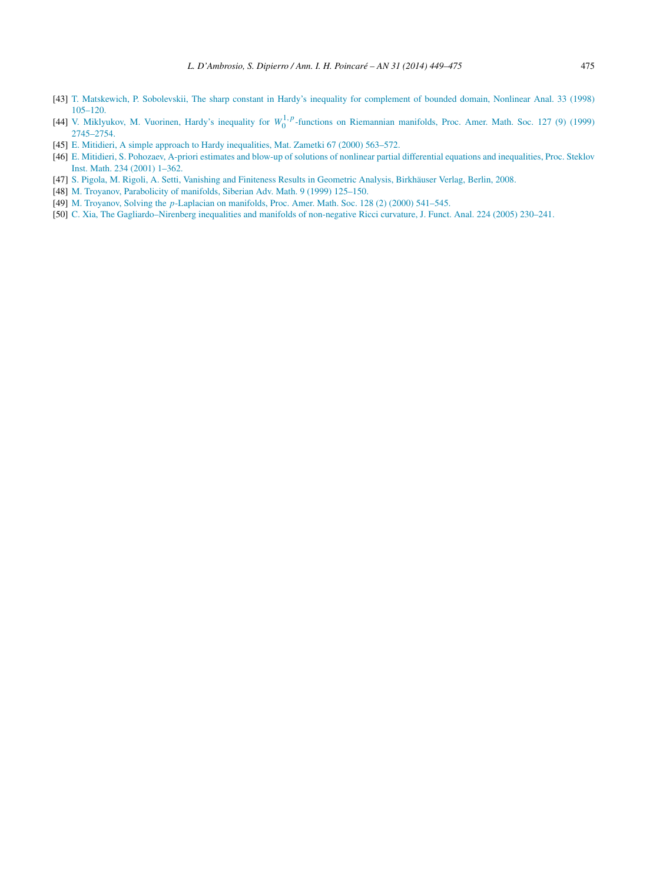[43] T. Matskewich, P. Sobolevskii, The sharp constant in Hardy's inequality for complement of bounded domain, Nonlinear Anal. 33 (1998) 105–120.

[44] V. Miklyukov, M. Vuorinen, Hardy's inequality for $W_0^{1,p}$-functions on Riemannian manifolds, Proc. Amer. Math. Soc. 127 (9) (1999) 2745–2754.

[45] E. Mitidieri, A simple approach to Hardy inequalities, Mat. Zametki 67 (2000) 563–572.

[46] E. Mitidieri, S. Pohozaev, A-priori estimates and blow-up of solutions of nonlinear partial differential equations and inequalities, Proc. Steklov Inst. Math. 234 (2001) 1–362.

[47] S. Pigola, M. Rigoli, A. Setti, Vanishing and Finiteness Results in Geometric Analysis, Birkhäuser Verlag, Berlin, 2008.

[48] M. Troyanov, Parabolicity of manifolds, Siberian Adv. Math. 9 (1999) 125–150.

[49] M. Troyanov, Solving the $p$-Laplacian on manifolds, Proc. Amer. Math. Soc. 128 (2) (2000) 541–545.

[50] C. Xia, The Gagliardo–Nirenberg inequalities and manifolds of non-negative Ricci curvature, J. Funct. Anal. 224 (2005) 230–241.